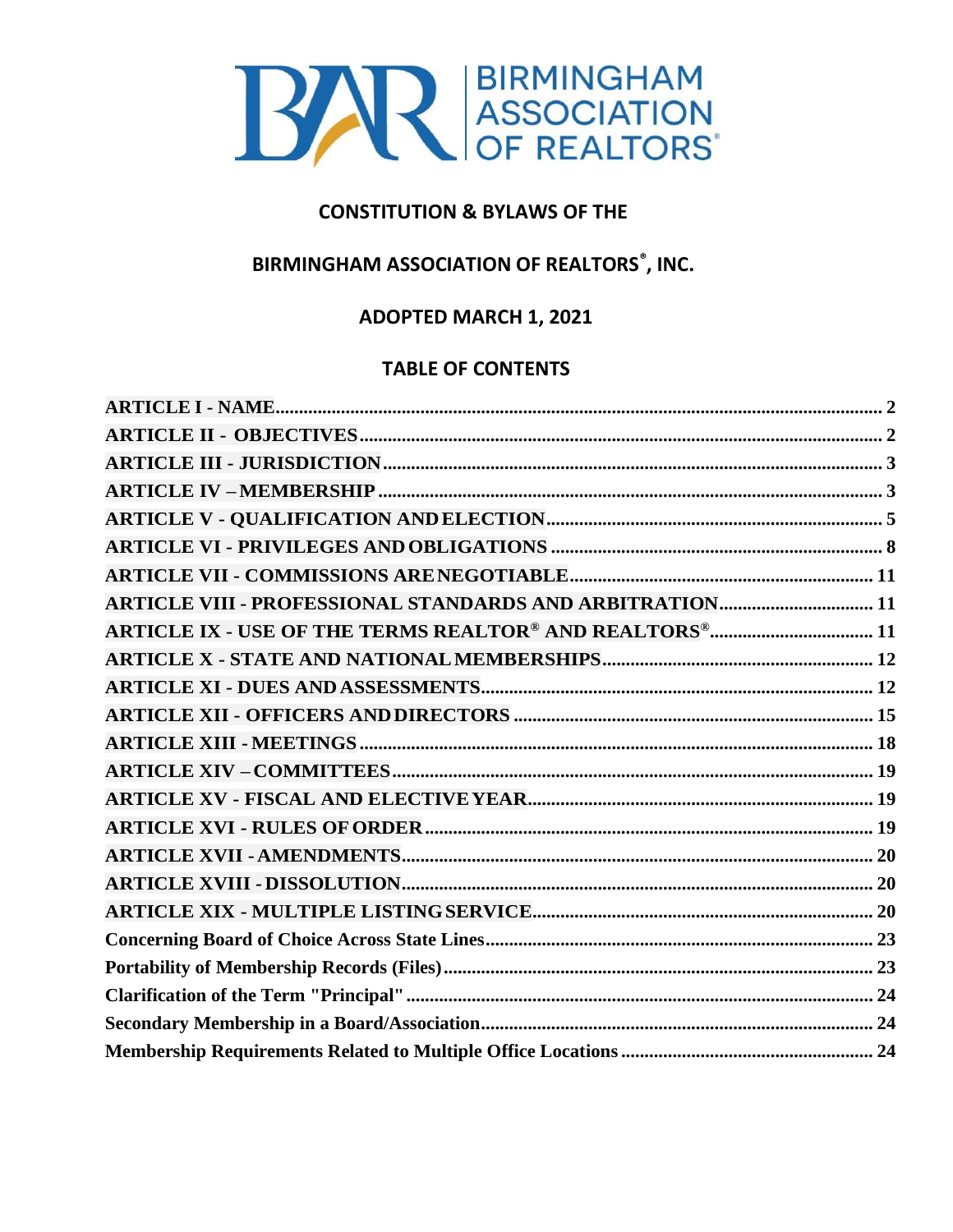BIRMINGHAM ASSOCIATION OF REALTORS®

# CONSTITUTION & BYLAWS OF THE

# BIRMINGHAM ASSOCIATION OF REALTORS®, INC.

## ADOPTED MARCH 1, 2021

## TABLE OF CONTENTS

| | |
|---|---|
| **ARTICLE I - NAME** | **2** |
| **ARTICLE II - OBJECTIVES** | **2** |
| **ARTICLE III - JURISDICTION** | **3** |
| **ARTICLE IV – MEMBERSHIP** | **3** |
| **ARTICLE V - QUALIFICATION AND ELECTION** | **5** |
| **ARTICLE VI - PRIVILEGES AND OBLIGATIONS** | **8** |
| **ARTICLE VII - COMMISSIONS ARE NEGOTIABLE** | **11** |
| **ARTICLE VIII - PROFESSIONAL STANDARDS AND ARBITRATION** | **11** |
| **ARTICLE IX - USE OF THE TERMS REALTOR® AND REALTORS®** | **11** |
| **ARTICLE X - STATE AND NATIONAL MEMBERSHIPS** | **12** |
| **ARTICLE XI - DUES AND ASSESSMENTS** | **12** |
| **ARTICLE XII - OFFICERS AND DIRECTORS** | **15** |
| **ARTICLE XIII - MEETINGS** | **18** |
| **ARTICLE XIV – COMMITTEES** | **19** |
| **ARTICLE XV - FISCAL AND ELECTIVE YEAR** | **19** |
| **ARTICLE XVI - RULES OF ORDER** | **19** |
| **ARTICLE XVII - AMENDMENTS** | **20** |
| **ARTICLE XVIII - DISSOLUTION** | **20** |
| **ARTICLE XIX - MULTIPLE LISTING SERVICE** | **20** |
| **Concerning Board of Choice Across State Lines** | **23** |
| **Portability of Membership Records (Files)** | **23** |
| **Clarification of the Term "Principal"** | **24** |
| **Secondary Membership in a Board/Association** | **24** |
| **Membership Requirements Related to Multiple Office Locations** | **24** |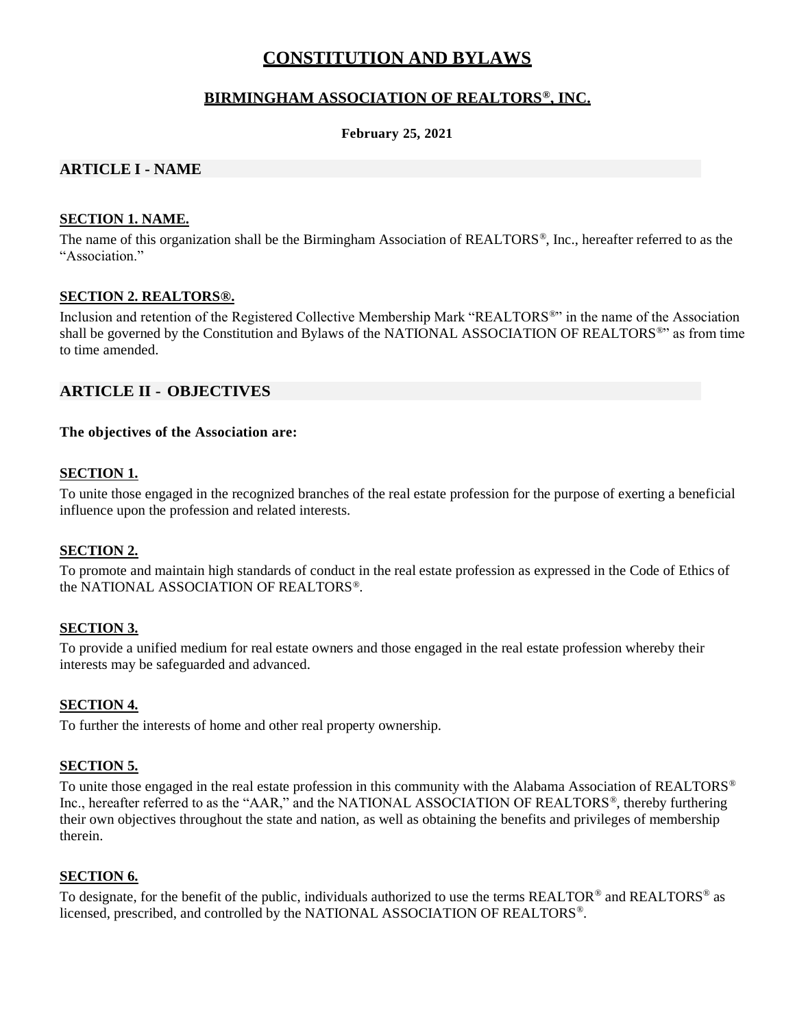# CONSTITUTION AND BYLAWS

## BIRMINGHAM ASSOCIATION OF REALTORS®, INC.

**February 25, 2021**

## ARTICLE I - NAME

### SECTION 1. NAME.

The name of this organization shall be the Birmingham Association of REALTORS®, Inc., hereafter referred to as the "Association."

### SECTION 2. REALTORS®.

Inclusion and retention of the Registered Collective Membership Mark "REALTORS®" in the name of the Association shall be governed by the Constitution and Bylaws of the NATIONAL ASSOCIATION OF REALTORS®" as from time to time amended.

## ARTICLE II - OBJECTIVES

**The objectives of the Association are:**

### SECTION 1.

To unite those engaged in the recognized branches of the real estate profession for the purpose of exerting a beneficial influence upon the profession and related interests.

### SECTION 2.

To promote and maintain high standards of conduct in the real estate profession as expressed in the Code of Ethics of the NATIONAL ASSOCIATION OF REALTORS®.

### SECTION 3.

To provide a unified medium for real estate owners and those engaged in the real estate profession whereby their interests may be safeguarded and advanced.

### SECTION 4.

To further the interests of home and other real property ownership.

### SECTION 5.

To unite those engaged in the real estate profession in this community with the Alabama Association of REALTORS® Inc., hereafter referred to as the "AAR," and the NATIONAL ASSOCIATION OF REALTORS®, thereby furthering their own objectives throughout the state and nation, as well as obtaining the benefits and privileges of membership therein.

### SECTION 6.

To designate, for the benefit of the public, individuals authorized to use the terms REALTOR® and REALTORS® as licensed, prescribed, and controlled by the NATIONAL ASSOCIATION OF REALTORS®.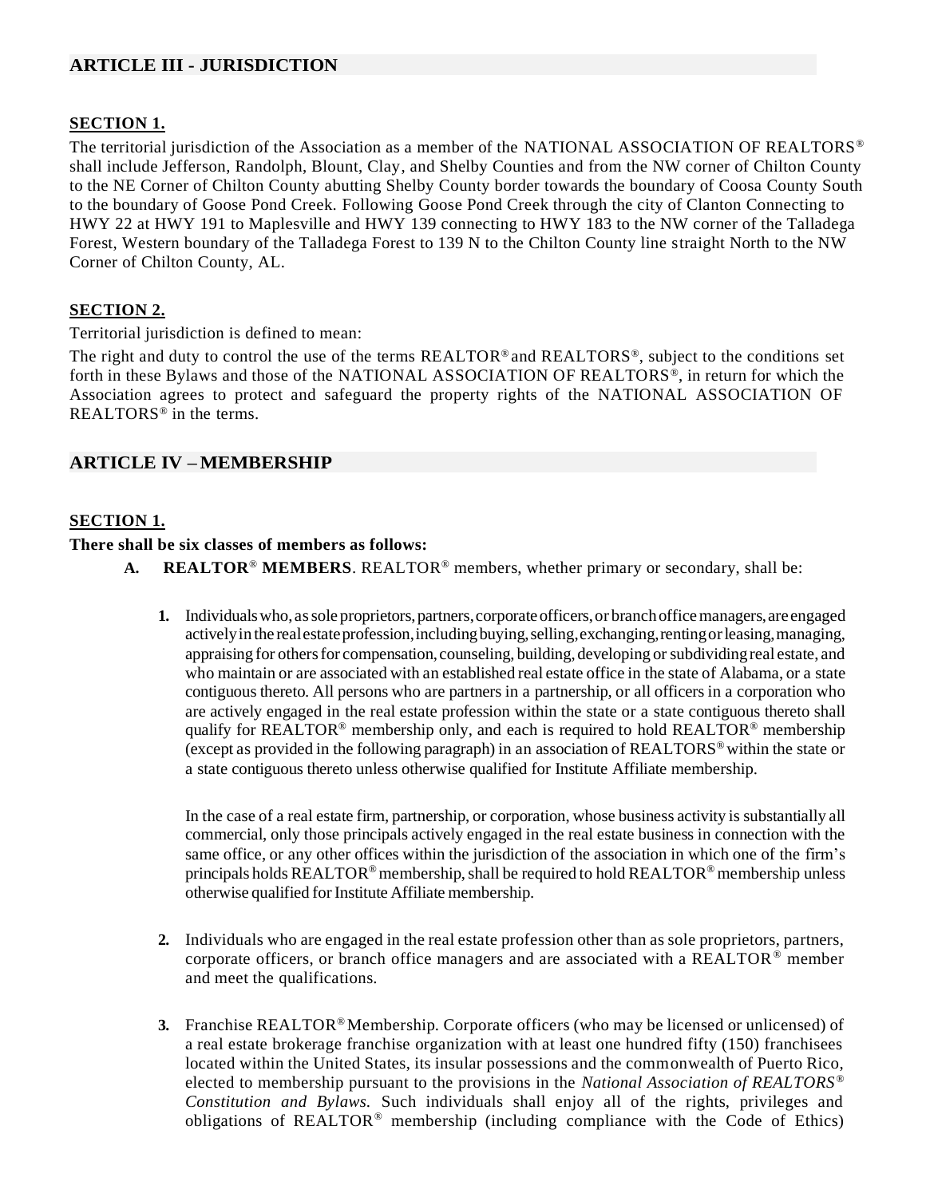## ARTICLE III - JURISDICTION

### SECTION 1.

The territorial jurisdiction of the Association as a member of the NATIONAL ASSOCIATION OF REALTORS® shall include Jefferson, Randolph, Blount, Clay, and Shelby Counties and from the NW corner of Chilton County to the NE Corner of Chilton County abutting Shelby County border towards the boundary of Coosa County South to the boundary of Goose Pond Creek. Following Goose Pond Creek through the city of Clanton Connecting to HWY 22 at HWY 191 to Maplesville and HWY 139 connecting to HWY 183 to the NW corner of the Talladega Forest, Western boundary of the Talladega Forest to 139 N to the Chilton County line straight North to the NW Corner of Chilton County, AL.

### SECTION 2.

Territorial jurisdiction is defined to mean:

The right and duty to control the use of the terms REALTOR® and REALTORS®, subject to the conditions set forth in these Bylaws and those of the NATIONAL ASSOCIATION OF REALTORS®, in return for which the Association agrees to protect and safeguard the property rights of the NATIONAL ASSOCIATION OF REALTORS® in the terms.

## ARTICLE IV – MEMBERSHIP

### SECTION 1.

**There shall be six classes of members as follows:**

**A. REALTOR® MEMBERS**. REALTOR® members, whether primary or secondary, shall be:

1. Individuals who, as sole proprietors, partners, corporate officers, or branch office managers, are engaged actively in the real estate profession, including buying, selling, exchanging, renting or leasing, managing, appraising for others for compensation, counseling, building, developing or subdividing real estate, and who maintain or are associated with an established real estate office in the state of Alabama, or a state contiguous thereto. All persons who are partners in a partnership, or all officers in a corporation who are actively engaged in the real estate profession within the state or a state contiguous thereto shall qualify for REALTOR® membership only, and each is required to hold REALTOR® membership (except as provided in the following paragraph) in an association of REALTORS® within the state or a state contiguous thereto unless otherwise qualified for Institute Affiliate membership.

   In the case of a real estate firm, partnership, or corporation, whose business activity is substantially all commercial, only those principals actively engaged in the real estate business in connection with the same office, or any other offices within the jurisdiction of the association in which one of the firm's principals holds REALTOR® membership, shall be required to hold REALTOR® membership unless otherwise qualified for Institute Affiliate membership.

2. Individuals who are engaged in the real estate profession other than as sole proprietors, partners, corporate officers, or branch office managers and are associated with a REALTOR® member and meet the qualifications.

3. Franchise REALTOR® Membership. Corporate officers (who may be licensed or unlicensed) of a real estate brokerage franchise organization with at least one hundred fifty (150) franchisees located within the United States, its insular possessions and the commonwealth of Puerto Rico, elected to membership pursuant to the provisions in the *National Association of REALTORS® Constitution and Bylaws.* Such individuals shall enjoy all of the rights, privileges and obligations of REALTOR® membership (including compliance with the Code of Ethics)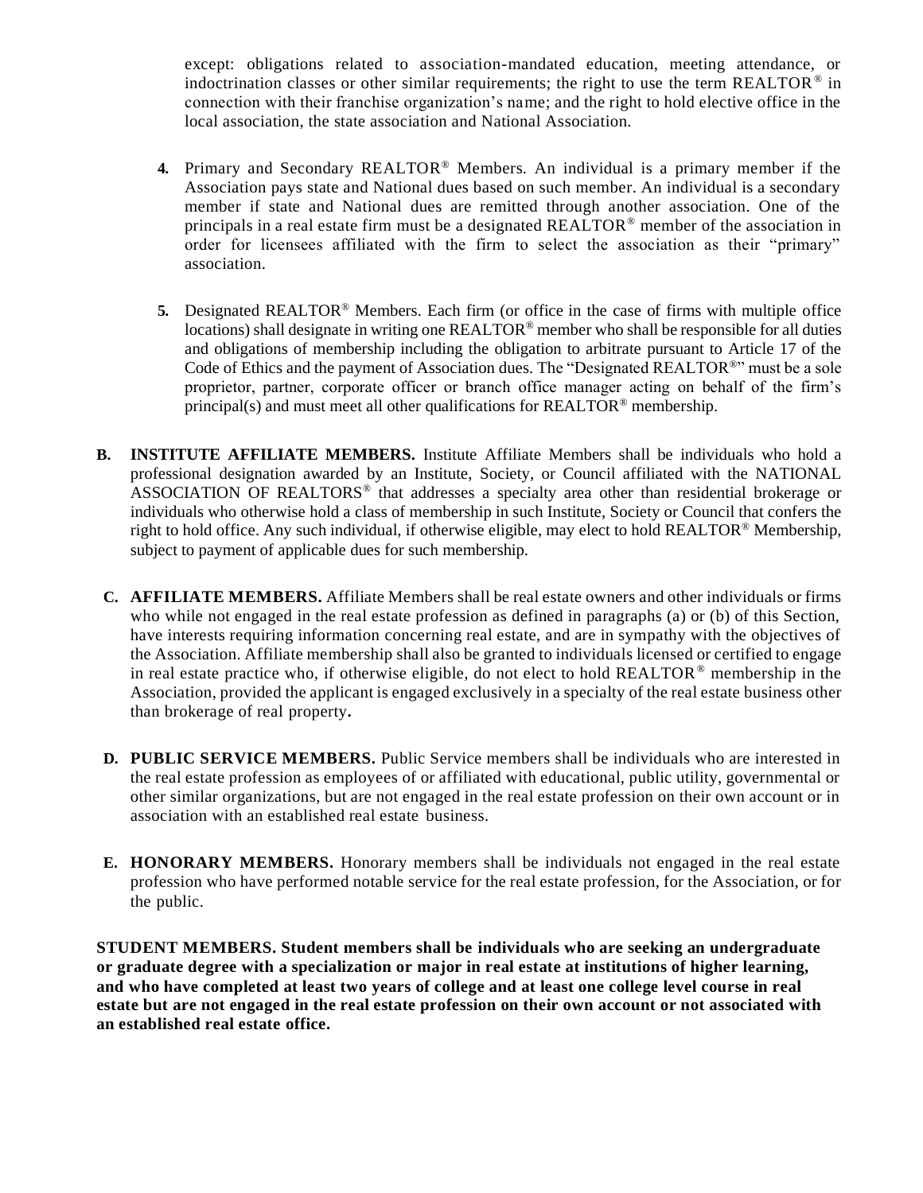except: obligations related to association-mandated education, meeting attendance, or indoctrination classes or other similar requirements; the right to use the term REALTOR® in connection with their franchise organization's name; and the right to hold elective office in the local association, the state association and National Association.

**4.** Primary and Secondary REALTOR® Members. An individual is a primary member if the Association pays state and National dues based on such member. An individual is a secondary member if state and National dues are remitted through another association. One of the principals in a real estate firm must be a designated REALTOR® member of the association in order for licensees affiliated with the firm to select the association as their "primary" association.

**5.** Designated REALTOR® Members. Each firm (or office in the case of firms with multiple office locations) shall designate in writing one REALTOR® member who shall be responsible for all duties and obligations of membership including the obligation to arbitrate pursuant to Article 17 of the Code of Ethics and the payment of Association dues. The "Designated REALTOR®" must be a sole proprietor, partner, corporate officer or branch office manager acting on behalf of the firm's principal(s) and must meet all other qualifications for REALTOR® membership.

**B. INSTITUTE AFFILIATE MEMBERS.** Institute Affiliate Members shall be individuals who hold a professional designation awarded by an Institute, Society, or Council affiliated with the NATIONAL ASSOCIATION OF REALTORS® that addresses a specialty area other than residential brokerage or individuals who otherwise hold a class of membership in such Institute, Society or Council that confers the right to hold office. Any such individual, if otherwise eligible, may elect to hold REALTOR® Membership, subject to payment of applicable dues for such membership.

**C. AFFILIATE MEMBERS.** Affiliate Members shall be real estate owners and other individuals or firms who while not engaged in the real estate profession as defined in paragraphs (a) or (b) of this Section, have interests requiring information concerning real estate, and are in sympathy with the objectives of the Association. Affiliate membership shall also be granted to individuals licensed or certified to engage in real estate practice who, if otherwise eligible, do not elect to hold REALTOR® membership in the Association, provided the applicant is engaged exclusively in a specialty of the real estate business other than brokerage of real property**.**

**D. PUBLIC SERVICE MEMBERS.** Public Service members shall be individuals who are interested in the real estate profession as employees of or affiliated with educational, public utility, governmental or other similar organizations, but are not engaged in the real estate profession on their own account or in association with an established real estate business.

**E. HONORARY MEMBERS.** Honorary members shall be individuals not engaged in the real estate profession who have performed notable service for the real estate profession, for the Association, or for the public.

**STUDENT MEMBERS. Student members shall be individuals who are seeking an undergraduate or graduate degree with a specialization or major in real estate at institutions of higher learning, and who have completed at least two years of college and at least one college level course in real estate but are not engaged in the real estate profession on their own account or not associated with an established real estate office.**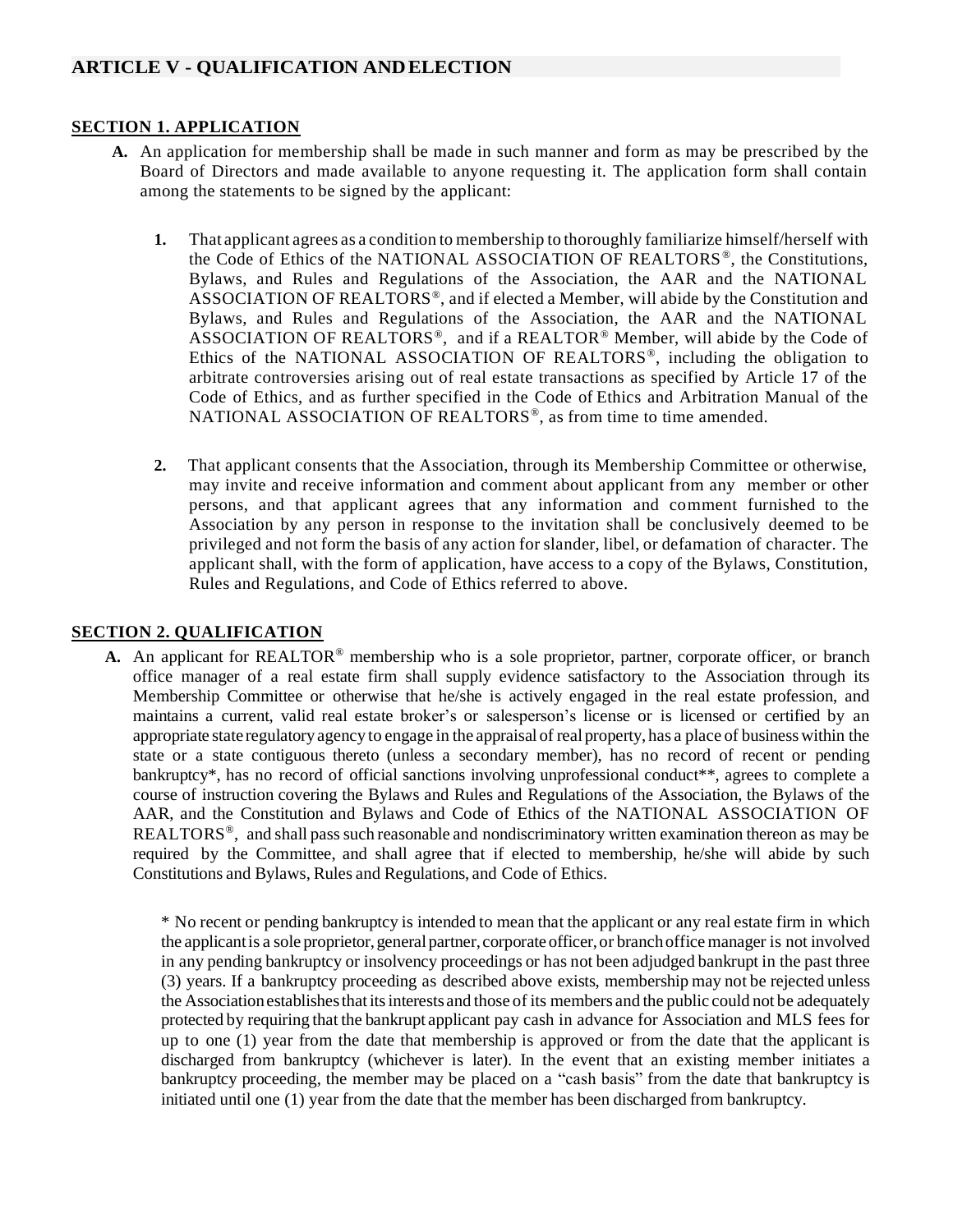## ARTICLE V - QUALIFICATION AND ELECTION

### SECTION 1. APPLICATION

**A.** An application for membership shall be made in such manner and form as may be prescribed by the Board of Directors and made available to anyone requesting it. The application form shall contain among the statements to be signed by the applicant:

**1.** That applicant agrees as a condition to membership to thoroughly familiarize himself/herself with the Code of Ethics of the NATIONAL ASSOCIATION OF REALTORS®, the Constitutions, Bylaws, and Rules and Regulations of the Association, the AAR and the NATIONAL ASSOCIATION OF REALTORS®, and if elected a Member, will abide by the Constitution and Bylaws, and Rules and Regulations of the Association, the AAR and the NATIONAL ASSOCIATION OF REALTORS®, and if a REALTOR® Member, will abide by the Code of Ethics of the NATIONAL ASSOCIATION OF REALTORS®, including the obligation to arbitrate controversies arising out of real estate transactions as specified by Article 17 of the Code of Ethics, and as further specified in the Code of Ethics and Arbitration Manual of the NATIONAL ASSOCIATION OF REALTORS®, as from time to time amended.

**2.** That applicant consents that the Association, through its Membership Committee or otherwise, may invite and receive information and comment about applicant from any member or other persons, and that applicant agrees that any information and comment furnished to the Association by any person in response to the invitation shall be conclusively deemed to be privileged and not form the basis of any action for slander, libel, or defamation of character. The applicant shall, with the form of application, have access to a copy of the Bylaws, Constitution, Rules and Regulations, and Code of Ethics referred to above.

### SECTION 2. QUALIFICATION

**A.** An applicant for REALTOR® membership who is a sole proprietor, partner, corporate officer, or branch office manager of a real estate firm shall supply evidence satisfactory to the Association through its Membership Committee or otherwise that he/she is actively engaged in the real estate profession, and maintains a current, valid real estate broker's or salesperson's license or is licensed or certified by an appropriate state regulatory agency to engage in the appraisal of real property, has a place of business within the state or a state contiguous thereto (unless a secondary member), has no record of recent or pending bankruptcy*, has no record of official sanctions involving unprofessional conduct**, agrees to complete a course of instruction covering the Bylaws and Rules and Regulations of the Association, the Bylaws of the AAR, and the Constitution and Bylaws and Code of Ethics of the NATIONAL ASSOCIATION OF REALTORS®, and shall pass such reasonable and nondiscriminatory written examination thereon as may be required by the Committee, and shall agree that if elected to membership, he/she will abide by such Constitutions and Bylaws, Rules and Regulations, and Code of Ethics.

\* No recent or pending bankruptcy is intended to mean that the applicant or any real estate firm in which the applicant is a sole proprietor, general partner, corporate officer, or branch office manager is not involved in any pending bankruptcy or insolvency proceedings or has not been adjudged bankrupt in the past three (3) years. If a bankruptcy proceeding as described above exists, membership may not be rejected unless the Association establishes that its interests and those of its members and the public could not be adequately protected by requiring that the bankrupt applicant pay cash in advance for Association and MLS fees for up to one (1) year from the date that membership is approved or from the date that the applicant is discharged from bankruptcy (whichever is later). In the event that an existing member initiates a bankruptcy proceeding, the member may be placed on a "cash basis" from the date that bankruptcy is initiated until one (1) year from the date that the member has been discharged from bankruptcy.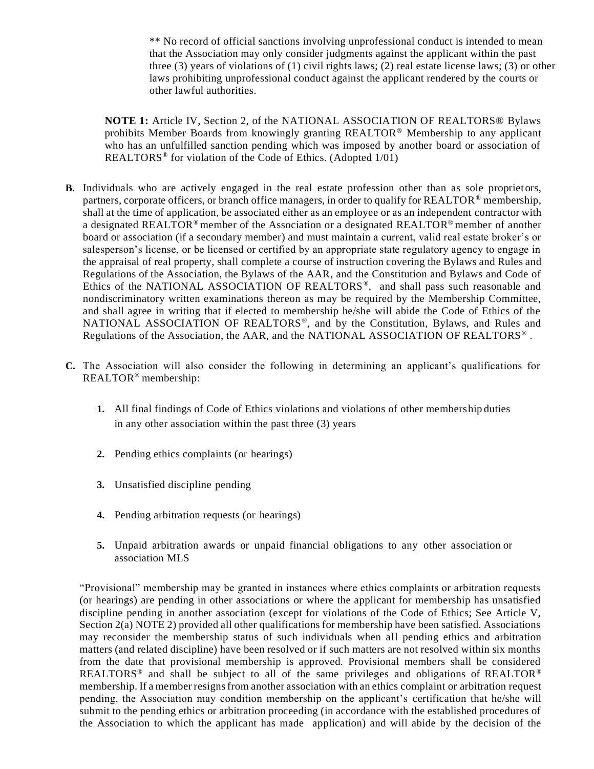** No record of official sanctions involving unprofessional conduct is intended to mean that the Association may only consider judgments against the applicant within the past three (3) years of violations of (1) civil rights laws; (2) real estate license laws; (3) or other laws prohibiting unprofessional conduct against the applicant rendered by the courts or other lawful authorities.

**NOTE 1:** Article IV, Section 2, of the NATIONAL ASSOCIATION OF REALTORS® Bylaws prohibits Member Boards from knowingly granting REALTOR® Membership to any applicant who has an unfulfilled sanction pending which was imposed by another board or association of REALTORS® for violation of the Code of Ethics. (Adopted 1/01)

**B.** Individuals who are actively engaged in the real estate profession other than as sole proprietors, partners, corporate officers, or branch office managers, in order to qualify for REALTOR® membership, shall at the time of application, be associated either as an employee or as an independent contractor with a designated REALTOR® member of the Association or a designated REALTOR® member of another board or association (if a secondary member) and must maintain a current, valid real estate broker's or salesperson's license, or be licensed or certified by an appropriate state regulatory agency to engage in the appraisal of real property, shall complete a course of instruction covering the Bylaws and Rules and Regulations of the Association, the Bylaws of the AAR, and the Constitution and Bylaws and Code of Ethics of the NATIONAL ASSOCIATION OF REALTORS®, and shall pass such reasonable and nondiscriminatory written examinations thereon as may be required by the Membership Committee, and shall agree in writing that if elected to membership he/she will abide the Code of Ethics of the NATIONAL ASSOCIATION OF REALTORS®, and by the Constitution, Bylaws, and Rules and Regulations of the Association, the AAR, and the NATIONAL ASSOCIATION OF REALTORS®.

**C.** The Association will also consider the following in determining an applicant's qualifications for REALTOR® membership:

1. All final findings of Code of Ethics violations and violations of other membership duties in any other association within the past three (3) years

2. Pending ethics complaints (or hearings)

3. Unsatisfied discipline pending

4. Pending arbitration requests (or hearings)

5. Unpaid arbitration awards or unpaid financial obligations to any other association or association MLS

"Provisional" membership may be granted in instances where ethics complaints or arbitration requests (or hearings) are pending in other associations or where the applicant for membership has unsatisfied discipline pending in another association (except for violations of the Code of Ethics; See Article V, Section 2(a) NOTE 2) provided all other qualifications for membership have been satisfied. Associations may reconsider the membership status of such individuals when all pending ethics and arbitration matters (and related discipline) have been resolved or if such matters are not resolved within six months from the date that provisional membership is approved. Provisional members shall be considered REALTORS® and shall be subject to all of the same privileges and obligations of REALTOR® membership. If a member resigns from another association with an ethics complaint or arbitration request pending, the Association may condition membership on the applicant's certification that he/she will submit to the pending ethics or arbitration proceeding (in accordance with the established procedures of the Association to which the applicant has made application) and will abide by the decision of the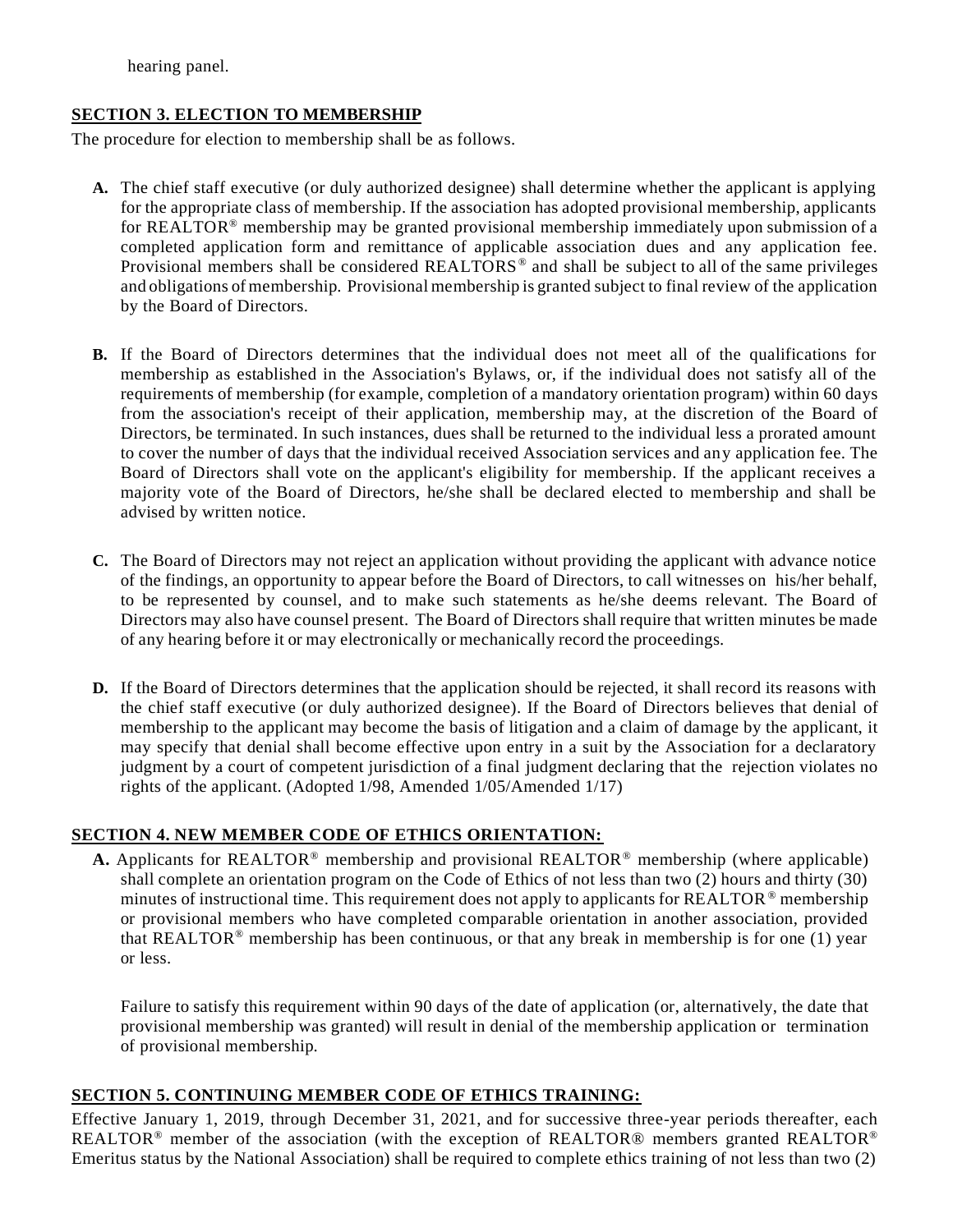hearing panel.

## SECTION 3. ELECTION TO MEMBERSHIP

The procedure for election to membership shall be as follows.

**A.** The chief staff executive (or duly authorized designee) shall determine whether the applicant is applying for the appropriate class of membership. If the association has adopted provisional membership, applicants for REALTOR® membership may be granted provisional membership immediately upon submission of a completed application form and remittance of applicable association dues and any application fee. Provisional members shall be considered REALTORS® and shall be subject to all of the same privileges and obligations of membership. Provisional membership is granted subject to final review of the application by the Board of Directors.

**B.** If the Board of Directors determines that the individual does not meet all of the qualifications for membership as established in the Association's Bylaws, or, if the individual does not satisfy all of the requirements of membership (for example, completion of a mandatory orientation program) within 60 days from the association's receipt of their application, membership may, at the discretion of the Board of Directors, be terminated. In such instances, dues shall be returned to the individual less a prorated amount to cover the number of days that the individual received Association services and any application fee. The Board of Directors shall vote on the applicant's eligibility for membership. If the applicant receives a majority vote of the Board of Directors, he/she shall be declared elected to membership and shall be advised by written notice.

**C.** The Board of Directors may not reject an application without providing the applicant with advance notice of the findings, an opportunity to appear before the Board of Directors, to call witnesses on his/her behalf, to be represented by counsel, and to make such statements as he/she deems relevant. The Board of Directors may also have counsel present. The Board of Directors shall require that written minutes be made of any hearing before it or may electronically or mechanically record the proceedings.

**D.** If the Board of Directors determines that the application should be rejected, it shall record its reasons with the chief staff executive (or duly authorized designee). If the Board of Directors believes that denial of membership to the applicant may become the basis of litigation and a claim of damage by the applicant, it may specify that denial shall become effective upon entry in a suit by the Association for a declaratory judgment by a court of competent jurisdiction of a final judgment declaring that the rejection violates no rights of the applicant. (Adopted 1/98, Amended 1/05/Amended 1/17)

## SECTION 4. NEW MEMBER CODE OF ETHICS ORIENTATION:

**A.** Applicants for REALTOR® membership and provisional REALTOR® membership (where applicable) shall complete an orientation program on the Code of Ethics of not less than two (2) hours and thirty (30) minutes of instructional time. This requirement does not apply to applicants for REALTOR® membership or provisional members who have completed comparable orientation in another association, provided that REALTOR® membership has been continuous, or that any break in membership is for one (1) year or less.

Failure to satisfy this requirement within 90 days of the date of application (or, alternatively, the date that provisional membership was granted) will result in denial of the membership application or termination of provisional membership.

## SECTION 5. CONTINUING MEMBER CODE OF ETHICS TRAINING:

Effective January 1, 2019, through December 31, 2021, and for successive three-year periods thereafter, each REALTOR® member of the association (with the exception of REALTOR® members granted REALTOR® Emeritus status by the National Association) shall be required to complete ethics training of not less than two (2)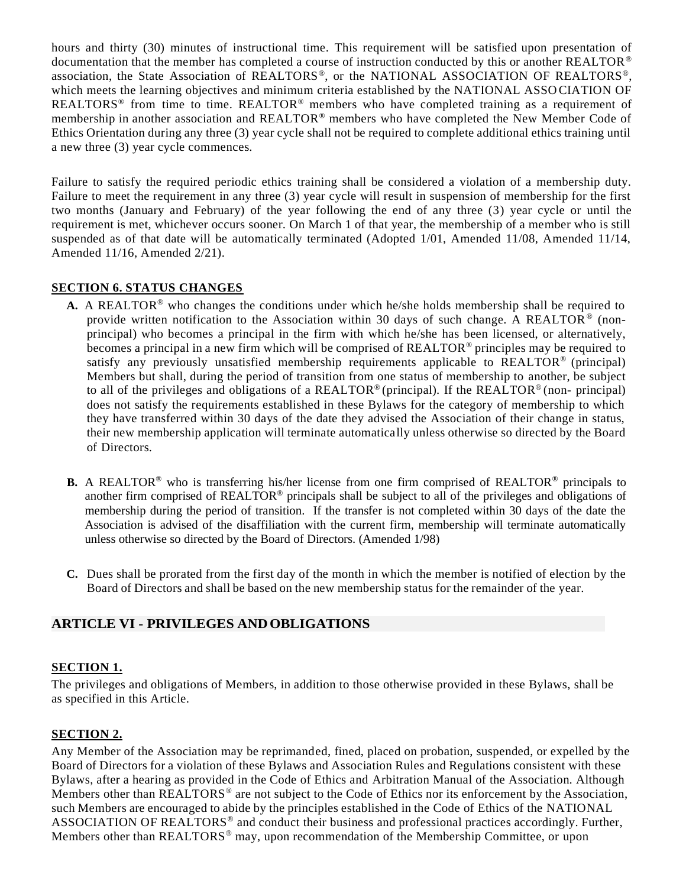hours and thirty (30) minutes of instructional time. This requirement will be satisfied upon presentation of documentation that the member has completed a course of instruction conducted by this or another REALTOR® association, the State Association of REALTORS®, or the NATIONAL ASSOCIATION OF REALTORS®, which meets the learning objectives and minimum criteria established by the NATIONAL ASSOCIATION OF REALTORS® from time to time. REALTOR® members who have completed training as a requirement of membership in another association and REALTOR® members who have completed the New Member Code of Ethics Orientation during any three (3) year cycle shall not be required to complete additional ethics training until a new three (3) year cycle commences.

Failure to satisfy the required periodic ethics training shall be considered a violation of a membership duty. Failure to meet the requirement in any three (3) year cycle will result in suspension of membership for the first two months (January and February) of the year following the end of any three (3) year cycle or until the requirement is met, whichever occurs sooner. On March 1 of that year, the membership of a member who is still suspended as of that date will be automatically terminated (Adopted 1/01, Amended 11/08, Amended 11/14, Amended 11/16, Amended 2/21).

### SECTION 6. STATUS CHANGES

**A.** A REALTOR® who changes the conditions under which he/she holds membership shall be required to provide written notification to the Association within 30 days of such change. A REALTOR® (non-principal) who becomes a principal in the firm with which he/she has been licensed, or alternatively, becomes a principal in a new firm which will be comprised of REALTOR® principles may be required to satisfy any previously unsatisfied membership requirements applicable to REALTOR® (principal) Members but shall, during the period of transition from one status of membership to another, be subject to all of the privileges and obligations of a REALTOR® (principal). If the REALTOR® (non- principal) does not satisfy the requirements established in these Bylaws for the category of membership to which they have transferred within 30 days of the date they advised the Association of their change in status, their new membership application will terminate automatically unless otherwise so directed by the Board of Directors.

**B.** A REALTOR® who is transferring his/her license from one firm comprised of REALTOR® principals to another firm comprised of REALTOR® principals shall be subject to all of the privileges and obligations of membership during the period of transition. If the transfer is not completed within 30 days of the date the Association is advised of the disaffiliation with the current firm, membership will terminate automatically unless otherwise so directed by the Board of Directors. (Amended 1/98)

**C.** Dues shall be prorated from the first day of the month in which the member is notified of election by the Board of Directors and shall be based on the new membership status for the remainder of the year.

## ARTICLE VI - PRIVILEGES AND OBLIGATIONS

### SECTION 1.

The privileges and obligations of Members, in addition to those otherwise provided in these Bylaws, shall be as specified in this Article.

### SECTION 2.

Any Member of the Association may be reprimanded, fined, placed on probation, suspended, or expelled by the Board of Directors for a violation of these Bylaws and Association Rules and Regulations consistent with these Bylaws, after a hearing as provided in the Code of Ethics and Arbitration Manual of the Association. Although Members other than REALTORS® are not subject to the Code of Ethics nor its enforcement by the Association, such Members are encouraged to abide by the principles established in the Code of Ethics of the NATIONAL ASSOCIATION OF REALTORS® and conduct their business and professional practices accordingly. Further, Members other than REALTORS® may, upon recommendation of the Membership Committee, or upon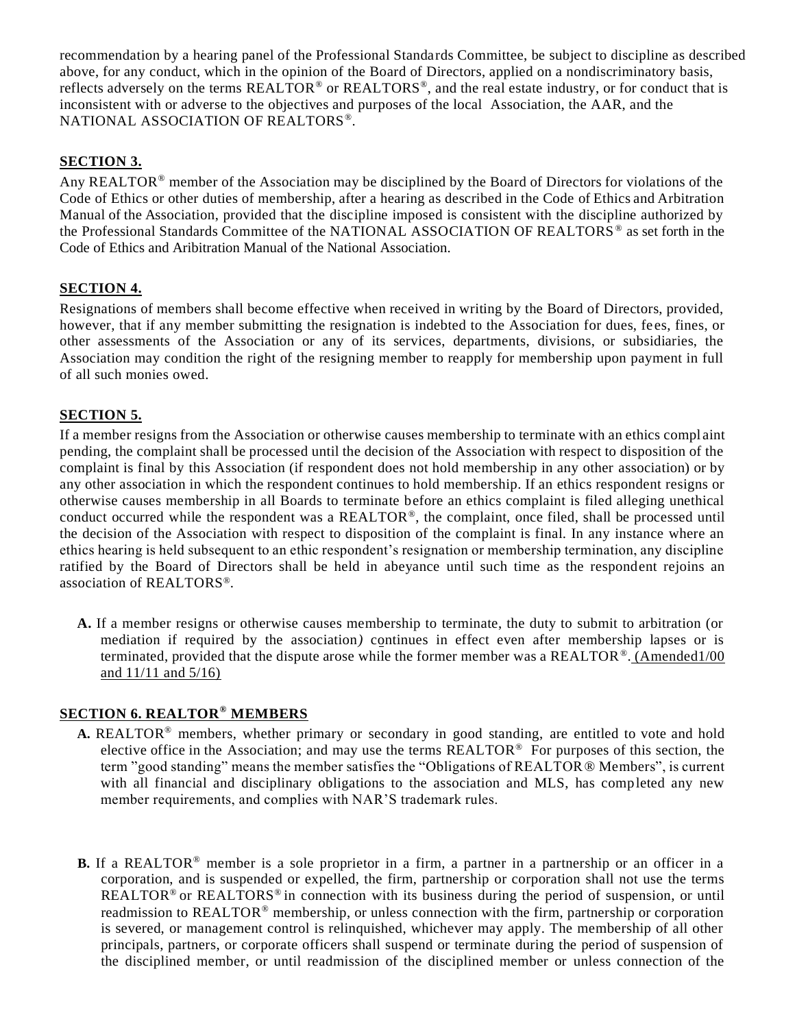recommendation by a hearing panel of the Professional Standards Committee, be subject to discipline as described above, for any conduct, which in the opinion of the Board of Directors, applied on a nondiscriminatory basis, reflects adversely on the terms REALTOR® or REALTORS®, and the real estate industry, or for conduct that is inconsistent with or adverse to the objectives and purposes of the local Association, the AAR, and the NATIONAL ASSOCIATION OF REALTORS®.

**SECTION 3.**

Any REALTOR® member of the Association may be disciplined by the Board of Directors for violations of the Code of Ethics or other duties of membership, after a hearing as described in the Code of Ethics and Arbitration Manual of the Association, provided that the discipline imposed is consistent with the discipline authorized by the Professional Standards Committee of the NATIONAL ASSOCIATION OF REALTORS® as set forth in the Code of Ethics and Aribitration Manual of the National Association.

**SECTION 4.**

Resignations of members shall become effective when received in writing by the Board of Directors, provided, however, that if any member submitting the resignation is indebted to the Association for dues, fees, fines, or other assessments of the Association or any of its services, departments, divisions, or subsidiaries, the Association may condition the right of the resigning member to reapply for membership upon payment in full of all such monies owed.

**SECTION 5.**

If a member resigns from the Association or otherwise causes membership to terminate with an ethics complaint pending, the complaint shall be processed until the decision of the Association with respect to disposition of the complaint is final by this Association (if respondent does not hold membership in any other association) or by any other association in which the respondent continues to hold membership. If an ethics respondent resigns or otherwise causes membership in all Boards to terminate before an ethics complaint is filed alleging unethical conduct occurred while the respondent was a REALTOR®, the complaint, once filed, shall be processed until the decision of the Association with respect to disposition of the complaint is final. In any instance where an ethics hearing is held subsequent to an ethic respondent's resignation or membership termination, any discipline ratified by the Board of Directors shall be held in abeyance until such time as the respondent rejoins an association of REALTORS®.

- **A.** If a member resigns or otherwise causes membership to terminate, the duty to submit to arbitration (or mediation if required by the association) continues in effect even after membership lapses or is terminated, provided that the dispute arose while the former member was a REALTOR®. (Amended1/00 and 11/11 and 5/16)

**SECTION 6. REALTOR® MEMBERS**

- **A.** REALTOR® members, whether primary or secondary in good standing, are entitled to vote and hold elective office in the Association; and may use the terms REALTOR® For purposes of this section, the term "good standing" means the member satisfies the "Obligations of REALTOR® Members", is current with all financial and disciplinary obligations to the association and MLS, has completed any new member requirements, and complies with NAR'S trademark rules.

- **B.** If a REALTOR® member is a sole proprietor in a firm, a partner in a partnership or an officer in a corporation, and is suspended or expelled, the firm, partnership or corporation shall not use the terms REALTOR® or REALTORS® in connection with its business during the period of suspension, or until readmission to REALTOR® membership, or unless connection with the firm, partnership or corporation is severed, or management control is relinquished, whichever may apply. The membership of all other principals, partners, or corporate officers shall suspend or terminate during the period of suspension of the disciplined member, or until readmission of the disciplined member or unless connection of the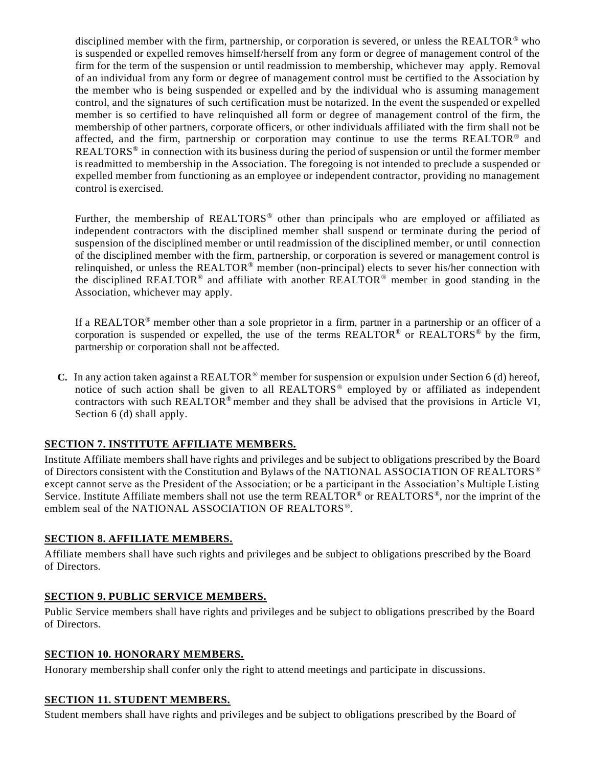disciplined member with the firm, partnership, or corporation is severed, or unless the REALTOR® who is suspended or expelled removes himself/herself from any form or degree of management control of the firm for the term of the suspension or until readmission to membership, whichever may apply. Removal of an individual from any form or degree of management control must be certified to the Association by the member who is being suspended or expelled and by the individual who is assuming management control, and the signatures of such certification must be notarized. In the event the suspended or expelled member is so certified to have relinquished all form or degree of management control of the firm, the membership of other partners, corporate officers, or other individuals affiliated with the firm shall not be affected, and the firm, partnership or corporation may continue to use the terms REALTOR® and REALTORS® in connection with its business during the period of suspension or until the former member is readmitted to membership in the Association. The foregoing is not intended to preclude a suspended or expelled member from functioning as an employee or independent contractor, providing no management control is exercised.

Further, the membership of REALTORS® other than principals who are employed or affiliated as independent contractors with the disciplined member shall suspend or terminate during the period of suspension of the disciplined member or until readmission of the disciplined member, or until connection of the disciplined member with the firm, partnership, or corporation is severed or management control is relinquished, or unless the REALTOR® member (non-principal) elects to sever his/her connection with the disciplined REALTOR® and affiliate with another REALTOR® member in good standing in the Association, whichever may apply.

If a REALTOR® member other than a sole proprietor in a firm, partner in a partnership or an officer of a corporation is suspended or expelled, the use of the terms REALTOR® or REALTORS® by the firm, partnership or corporation shall not be affected.

**C.** In any action taken against a REALTOR® member for suspension or expulsion under Section 6 (d) hereof, notice of such action shall be given to all REALTORS® employed by or affiliated as independent contractors with such REALTOR® member and they shall be advised that the provisions in Article VI, Section 6 (d) shall apply.

## SECTION 7. INSTITUTE AFFILIATE MEMBERS.

Institute Affiliate members shall have rights and privileges and be subject to obligations prescribed by the Board of Directors consistent with the Constitution and Bylaws of the NATIONAL ASSOCIATION OF REALTORS® except cannot serve as the President of the Association; or be a participant in the Association's Multiple Listing Service. Institute Affiliate members shall not use the term REALTOR® or REALTORS®, nor the imprint of the emblem seal of the NATIONAL ASSOCIATION OF REALTORS®.

## SECTION 8. AFFILIATE MEMBERS.

Affiliate members shall have such rights and privileges and be subject to obligations prescribed by the Board of Directors.

## SECTION 9. PUBLIC SERVICE MEMBERS.

Public Service members shall have rights and privileges and be subject to obligations prescribed by the Board of Directors.

## SECTION 10. HONORARY MEMBERS.

Honorary membership shall confer only the right to attend meetings and participate in discussions.

## SECTION 11. STUDENT MEMBERS.

Student members shall have rights and privileges and be subject to obligations prescribed by the Board of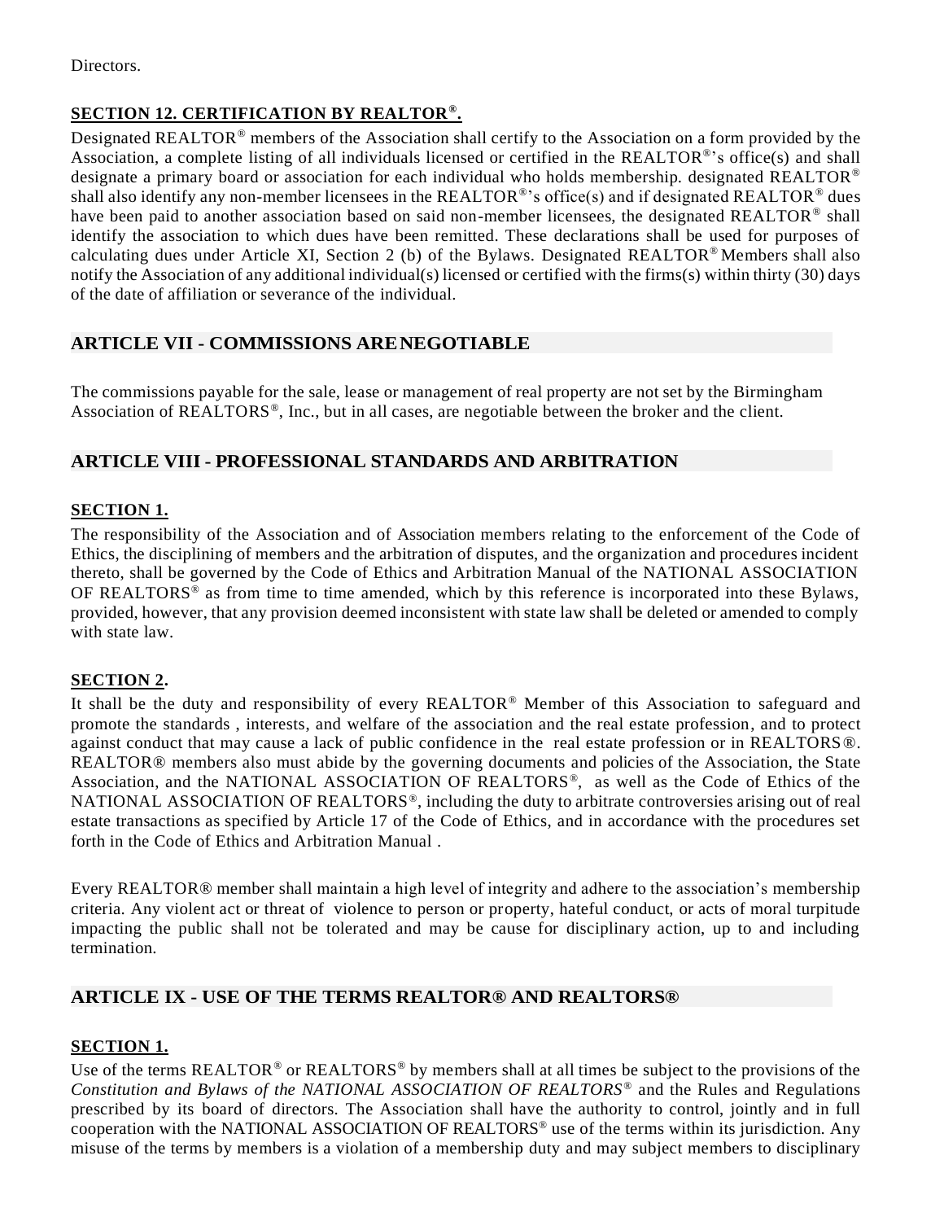Directors.

### SECTION 12. CERTIFICATION BY REALTOR®.

Designated REALTOR® members of the Association shall certify to the Association on a form provided by the Association, a complete listing of all individuals licensed or certified in the REALTOR®'s office(s) and shall designate a primary board or association for each individual who holds membership. designated REALTOR® shall also identify any non-member licensees in the REALTOR®'s office(s) and if designated REALTOR® dues have been paid to another association based on said non-member licensees, the designated REALTOR® shall identify the association to which dues have been remitted. These declarations shall be used for purposes of calculating dues under Article XI, Section 2 (b) of the Bylaws. Designated REALTOR® Members shall also notify the Association of any additional individual(s) licensed or certified with the firms(s) within thirty (30) days of the date of affiliation or severance of the individual.

## ARTICLE VII - COMMISSIONS ARE NEGOTIABLE

The commissions payable for the sale, lease or management of real property are not set by the Birmingham Association of REALTORS®, Inc., but in all cases, are negotiable between the broker and the client.

## ARTICLE VIII - PROFESSIONAL STANDARDS AND ARBITRATION

### SECTION 1.

The responsibility of the Association and of Association members relating to the enforcement of the Code of Ethics, the disciplining of members and the arbitration of disputes, and the organization and procedures incident thereto, shall be governed by the Code of Ethics and Arbitration Manual of the NATIONAL ASSOCIATION OF REALTORS® as from time to time amended, which by this reference is incorporated into these Bylaws, provided, however, that any provision deemed inconsistent with state law shall be deleted or amended to comply with state law.

### SECTION 2.

It shall be the duty and responsibility of every REALTOR® Member of this Association to safeguard and promote the standards , interests, and welfare of the association and the real estate profession, and to protect against conduct that may cause a lack of public confidence in the real estate profession or in REALTORS®. REALTOR® members also must abide by the governing documents and policies of the Association, the State Association, and the NATIONAL ASSOCIATION OF REALTORS®, as well as the Code of Ethics of the NATIONAL ASSOCIATION OF REALTORS®, including the duty to arbitrate controversies arising out of real estate transactions as specified by Article 17 of the Code of Ethics, and in accordance with the procedures set forth in the Code of Ethics and Arbitration Manual .

Every REALTOR® member shall maintain a high level of integrity and adhere to the association's membership criteria. Any violent act or threat of violence to person or property, hateful conduct, or acts of moral turpitude impacting the public shall not be tolerated and may be cause for disciplinary action, up to and including termination.

## ARTICLE IX - USE OF THE TERMS REALTOR® AND REALTORS®

### SECTION 1.

Use of the terms REALTOR® or REALTORS® by members shall at all times be subject to the provisions of the *Constitution and Bylaws of the NATIONAL ASSOCIATION OF REALTORS®* and the Rules and Regulations prescribed by its board of directors. The Association shall have the authority to control, jointly and in full cooperation with the NATIONAL ASSOCIATION OF REALTORS® use of the terms within its jurisdiction. Any misuse of the terms by members is a violation of a membership duty and may subject members to disciplinary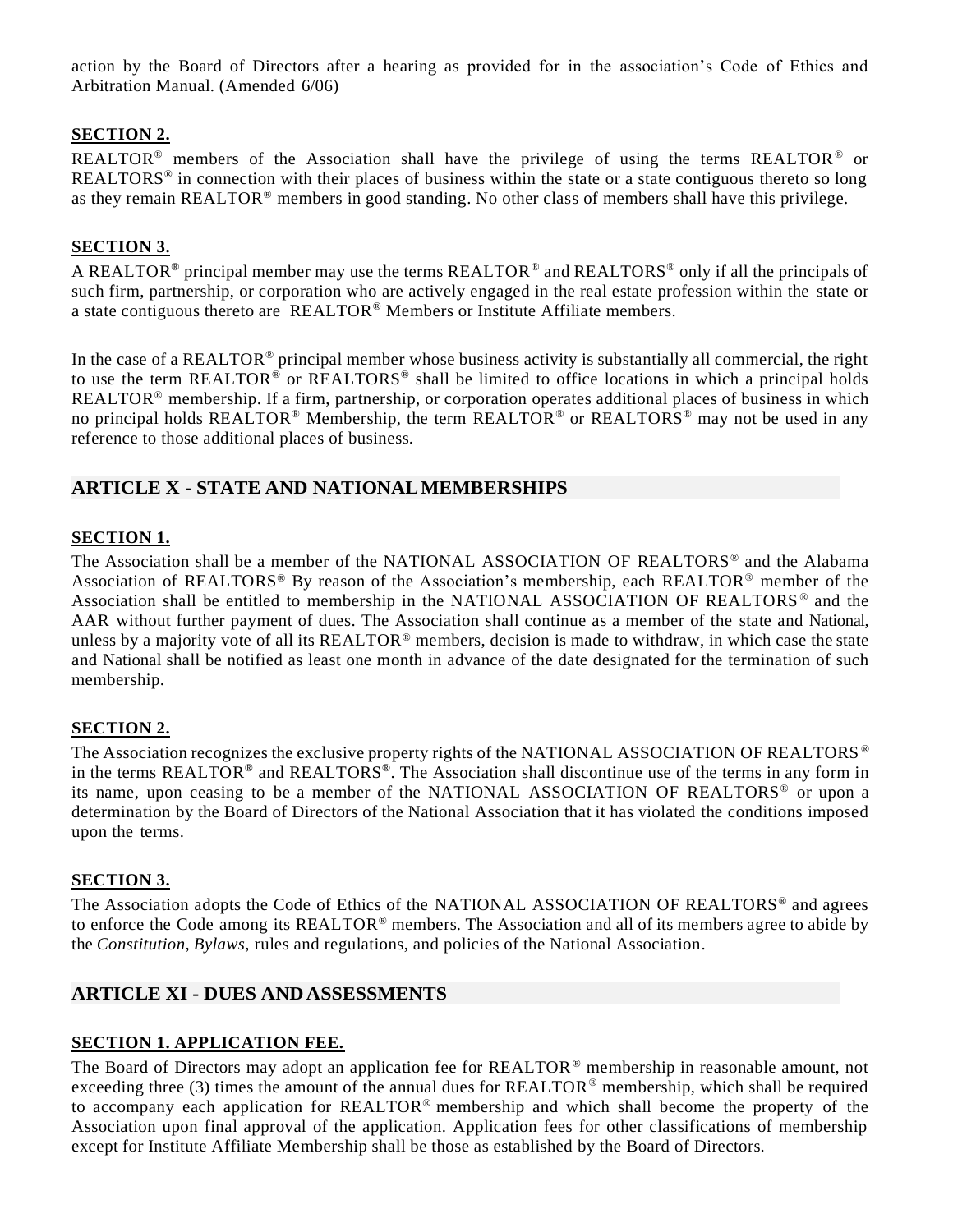action by the Board of Directors after a hearing as provided for in the association's Code of Ethics and Arbitration Manual. (Amended 6/06)

**SECTION 2.**

REALTOR® members of the Association shall have the privilege of using the terms REALTOR® or REALTORS® in connection with their places of business within the state or a state contiguous thereto so long as they remain REALTOR® members in good standing. No other class of members shall have this privilege.

**SECTION 3.**

A REALTOR® principal member may use the terms REALTOR® and REALTORS® only if all the principals of such firm, partnership, or corporation who are actively engaged in the real estate profession within the state or a state contiguous thereto are REALTOR® Members or Institute Affiliate members.

In the case of a REALTOR® principal member whose business activity is substantially all commercial, the right to use the term REALTOR® or REALTORS® shall be limited to office locations in which a principal holds REALTOR® membership. If a firm, partnership, or corporation operates additional places of business in which no principal holds REALTOR® Membership, the term REALTOR® or REALTORS® may not be used in any reference to those additional places of business.

## ARTICLE X - STATE AND NATIONAL MEMBERSHIPS

**SECTION 1.**

The Association shall be a member of the NATIONAL ASSOCIATION OF REALTORS® and the Alabama Association of REALTORS® By reason of the Association's membership, each REALTOR® member of the Association shall be entitled to membership in the NATIONAL ASSOCIATION OF REALTORS® and the AAR without further payment of dues. The Association shall continue as a member of the state and National, unless by a majority vote of all its REALTOR® members, decision is made to withdraw, in which case the state and National shall be notified as least one month in advance of the date designated for the termination of such membership.

**SECTION 2.**

The Association recognizes the exclusive property rights of the NATIONAL ASSOCIATION OF REALTORS® in the terms REALTOR® and REALTORS®. The Association shall discontinue use of the terms in any form in its name, upon ceasing to be a member of the NATIONAL ASSOCIATION OF REALTORS® or upon a determination by the Board of Directors of the National Association that it has violated the conditions imposed upon the terms.

**SECTION 3.**

The Association adopts the Code of Ethics of the NATIONAL ASSOCIATION OF REALTORS® and agrees to enforce the Code among its REALTOR® members. The Association and all of its members agree to abide by the *Constitution, Bylaws,* rules and regulations, and policies of the National Association.

## ARTICLE XI - DUES AND ASSESSMENTS

**SECTION 1. APPLICATION FEE.**

The Board of Directors may adopt an application fee for REALTOR® membership in reasonable amount, not exceeding three (3) times the amount of the annual dues for REALTOR® membership, which shall be required to accompany each application for REALTOR® membership and which shall become the property of the Association upon final approval of the application. Application fees for other classifications of membership except for Institute Affiliate Membership shall be those as established by the Board of Directors.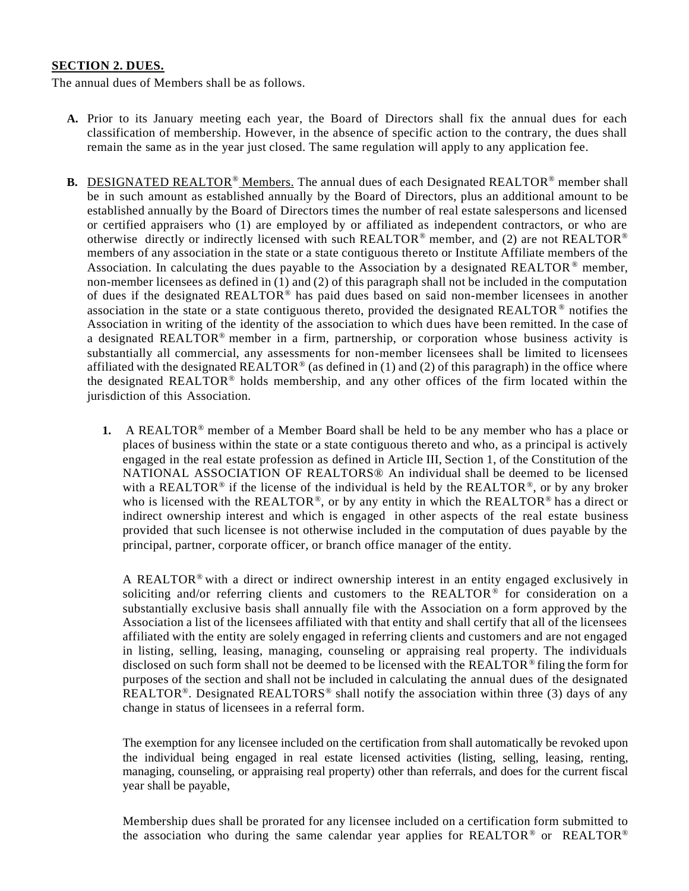**SECTION 2. DUES.**

The annual dues of Members shall be as follows.

**A.** Prior to its January meeting each year, the Board of Directors shall fix the annual dues for each classification of membership. However, in the absence of specific action to the contrary, the dues shall remain the same as in the year just closed. The same regulation will apply to any application fee.

**B.** DESIGNATED REALTOR® Members. The annual dues of each Designated REALTOR® member shall be in such amount as established annually by the Board of Directors, plus an additional amount to be established annually by the Board of Directors times the number of real estate salespersons and licensed or certified appraisers who (1) are employed by or affiliated as independent contractors, or who are otherwise directly or indirectly licensed with such REALTOR® member, and (2) are not REALTOR® members of any association in the state or a state contiguous thereto or Institute Affiliate members of the Association. In calculating the dues payable to the Association by a designated REALTOR® member, non-member licensees as defined in (1) and (2) of this paragraph shall not be included in the computation of dues if the designated REALTOR® has paid dues based on said non-member licensees in another association in the state or a state contiguous thereto, provided the designated REALTOR® notifies the Association in writing of the identity of the association to which dues have been remitted. In the case of a designated REALTOR® member in a firm, partnership, or corporation whose business activity is substantially all commercial, any assessments for non-member licensees shall be limited to licensees affiliated with the designated REALTOR® (as defined in (1) and (2) of this paragraph) in the office where the designated REALTOR® holds membership, and any other offices of the firm located within the jurisdiction of this Association.

**1.** A REALTOR® member of a Member Board shall be held to be any member who has a place or places of business within the state or a state contiguous thereto and who, as a principal is actively engaged in the real estate profession as defined in Article III, Section 1, of the Constitution of the NATIONAL ASSOCIATION OF REALTORS® An individual shall be deemed to be licensed with a REALTOR® if the license of the individual is held by the REALTOR®, or by any broker who is licensed with the REALTOR®, or by any entity in which the REALTOR® has a direct or indirect ownership interest and which is engaged in other aspects of the real estate business provided that such licensee is not otherwise included in the computation of dues payable by the principal, partner, corporate officer, or branch office manager of the entity.

A REALTOR® with a direct or indirect ownership interest in an entity engaged exclusively in soliciting and/or referring clients and customers to the REALTOR® for consideration on a substantially exclusive basis shall annually file with the Association on a form approved by the Association a list of the licensees affiliated with that entity and shall certify that all of the licensees affiliated with the entity are solely engaged in referring clients and customers and are not engaged in listing, selling, leasing, managing, counseling or appraising real property. The individuals disclosed on such form shall not be deemed to be licensed with the REALTOR® filing the form for purposes of the section and shall not be included in calculating the annual dues of the designated REALTOR®. Designated REALTORS® shall notify the association within three (3) days of any change in status of licensees in a referral form.

The exemption for any licensee included on the certification from shall automatically be revoked upon the individual being engaged in real estate licensed activities (listing, selling, leasing, renting, managing, counseling, or appraising real property) other than referrals, and does for the current fiscal year shall be payable,

Membership dues shall be prorated for any licensee included on a certification form submitted to the association who during the same calendar year applies for REALTOR® or REALTOR®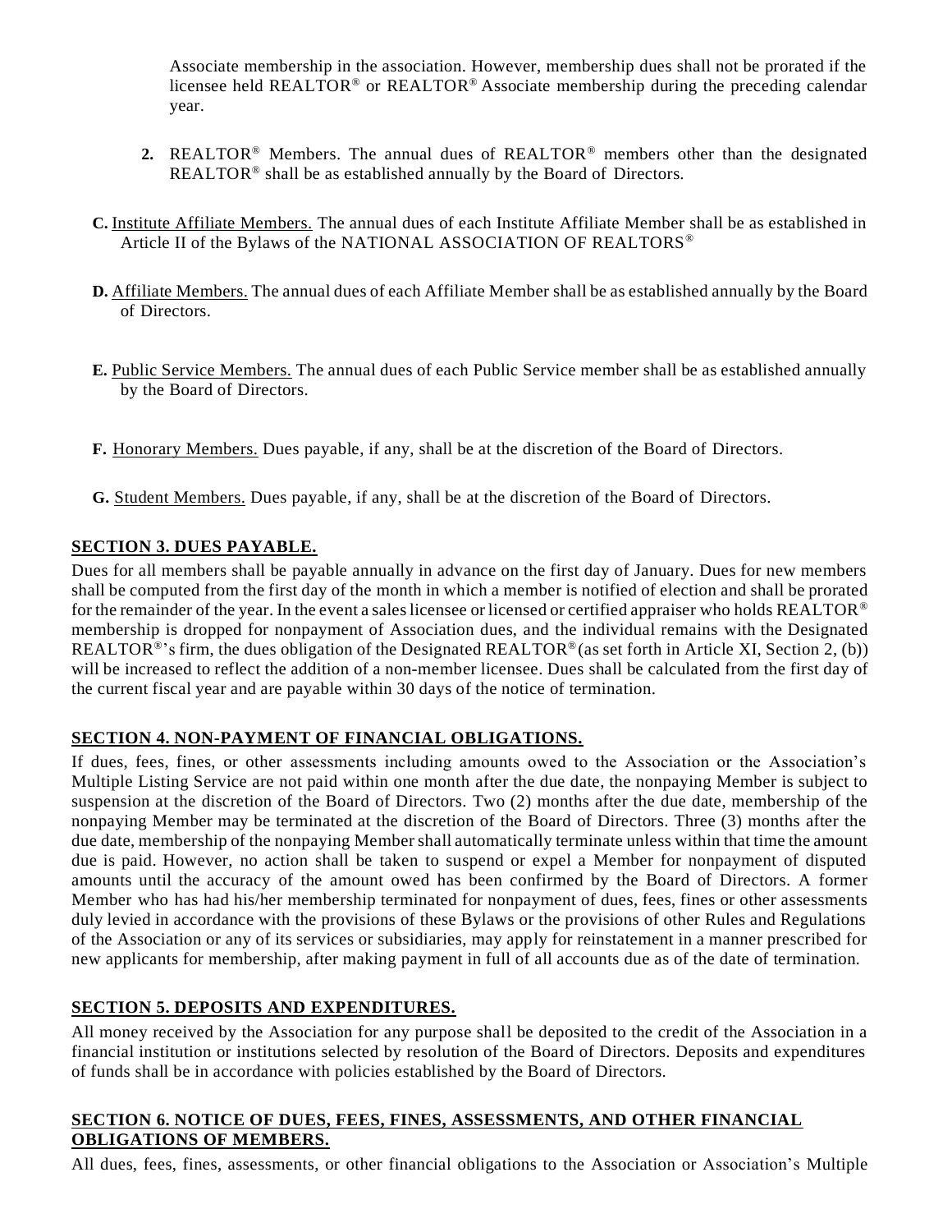Associate membership in the association. However, membership dues shall not be prorated if the licensee held REALTOR® or REALTOR® Associate membership during the preceding calendar year.

2. REALTOR® Members. The annual dues of REALTOR® members other than the designated REALTOR® shall be as established annually by the Board of Directors.

**C.** Institute Affiliate Members. The annual dues of each Institute Affiliate Member shall be as established in Article II of the Bylaws of the NATIONAL ASSOCIATION OF REALTORS®

**D.** Affiliate Members. The annual dues of each Affiliate Member shall be as established annually by the Board of Directors.

**E.** Public Service Members. The annual dues of each Public Service member shall be as established annually by the Board of Directors.

**F.** Honorary Members. Dues payable, if any, shall be at the discretion of the Board of Directors.

**G.** Student Members. Dues payable, if any, shall be at the discretion of the Board of Directors.

**SECTION 3. DUES PAYABLE.**

Dues for all members shall be payable annually in advance on the first day of January. Dues for new members shall be computed from the first day of the month in which a member is notified of election and shall be prorated for the remainder of the year. In the event a sales licensee or licensed or certified appraiser who holds REALTOR® membership is dropped for nonpayment of Association dues, and the individual remains with the Designated REALTOR®'s firm, the dues obligation of the Designated REALTOR® (as set forth in Article XI, Section 2, (b)) will be increased to reflect the addition of a non-member licensee. Dues shall be calculated from the first day of the current fiscal year and are payable within 30 days of the notice of termination.

**SECTION 4. NON-PAYMENT OF FINANCIAL OBLIGATIONS.**

If dues, fees, fines, or other assessments including amounts owed to the Association or the Association's Multiple Listing Service are not paid within one month after the due date, the nonpaying Member is subject to suspension at the discretion of the Board of Directors. Two (2) months after the due date, membership of the nonpaying Member may be terminated at the discretion of the Board of Directors. Three (3) months after the due date, membership of the nonpaying Member shall automatically terminate unless within that time the amount due is paid. However, no action shall be taken to suspend or expel a Member for nonpayment of disputed amounts until the accuracy of the amount owed has been confirmed by the Board of Directors. A former Member who has had his/her membership terminated for nonpayment of dues, fees, fines or other assessments duly levied in accordance with the provisions of these Bylaws or the provisions of other Rules and Regulations of the Association or any of its services or subsidiaries, may apply for reinstatement in a manner prescribed for new applicants for membership, after making payment in full of all accounts due as of the date of termination.

**SECTION 5. DEPOSITS AND EXPENDITURES.**

All money received by the Association for any purpose shall be deposited to the credit of the Association in a financial institution or institutions selected by resolution of the Board of Directors. Deposits and expenditures of funds shall be in accordance with policies established by the Board of Directors.

**SECTION 6. NOTICE OF DUES, FEES, FINES, ASSESSMENTS, AND OTHER FINANCIAL OBLIGATIONS OF MEMBERS.**

All dues, fees, fines, assessments, or other financial obligations to the Association or Association's Multiple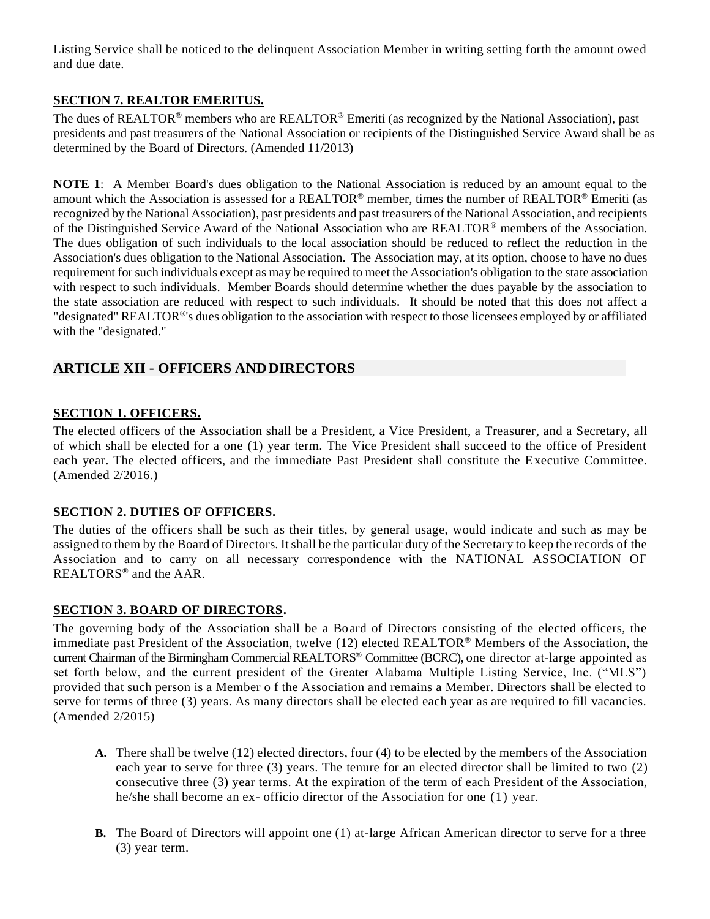Listing Service shall be noticed to the delinquent Association Member in writing setting forth the amount owed and due date.

**SECTION 7. REALTOR EMERITUS.**

The dues of REALTOR® members who are REALTOR® Emeriti (as recognized by the National Association), past presidents and past treasurers of the National Association or recipients of the Distinguished Service Award shall be as determined by the Board of Directors. (Amended 11/2013)

**NOTE 1**: A Member Board's dues obligation to the National Association is reduced by an amount equal to the amount which the Association is assessed for a REALTOR® member, times the number of REALTOR® Emeriti (as recognized by the National Association), past presidents and past treasurers of the National Association, and recipients of the Distinguished Service Award of the National Association who are REALTOR® members of the Association. The dues obligation of such individuals to the local association should be reduced to reflect the reduction in the Association's dues obligation to the National Association. The Association may, at its option, choose to have no dues requirement for such individuals except as may be required to meet the Association's obligation to the state association with respect to such individuals. Member Boards should determine whether the dues payable by the association to the state association are reduced with respect to such individuals. It should be noted that this does not affect a "designated" REALTOR®'s dues obligation to the association with respect to those licensees employed by or affiliated with the "designated."

## ARTICLE XII - OFFICERS AND DIRECTORS

**SECTION 1. OFFICERS.**

The elected officers of the Association shall be a President, a Vice President, a Treasurer, and a Secretary, all of which shall be elected for a one (1) year term. The Vice President shall succeed to the office of President each year. The elected officers, and the immediate Past President shall constitute the Executive Committee. (Amended 2/2016.)

**SECTION 2. DUTIES OF OFFICERS.**

The duties of the officers shall be such as their titles, by general usage, would indicate and such as may be assigned to them by the Board of Directors. It shall be the particular duty of the Secretary to keep the records of the Association and to carry on all necessary correspondence with the NATIONAL ASSOCIATION OF REALTORS® and the AAR.

**SECTION 3. BOARD OF DIRECTORS.**

The governing body of the Association shall be a Board of Directors consisting of the elected officers, the immediate past President of the Association, twelve (12) elected REALTOR® Members of the Association, the current Chairman of the Birmingham Commercial REALTORS® Committee (BCRC), one director at-large appointed as set forth below, and the current president of the Greater Alabama Multiple Listing Service, Inc. ("MLS") provided that such person is a Member o f the Association and remains a Member. Directors shall be elected to serve for terms of three (3) years. As many directors shall be elected each year as are required to fill vacancies. (Amended 2/2015)

- **A.** There shall be twelve (12) elected directors, four (4) to be elected by the members of the Association each year to serve for three (3) years. The tenure for an elected director shall be limited to two (2) consecutive three (3) year terms. At the expiration of the term of each President of the Association, he/she shall become an ex- officio director of the Association for one (1) year.

- **B.** The Board of Directors will appoint one (1) at-large African American director to serve for a three (3) year term.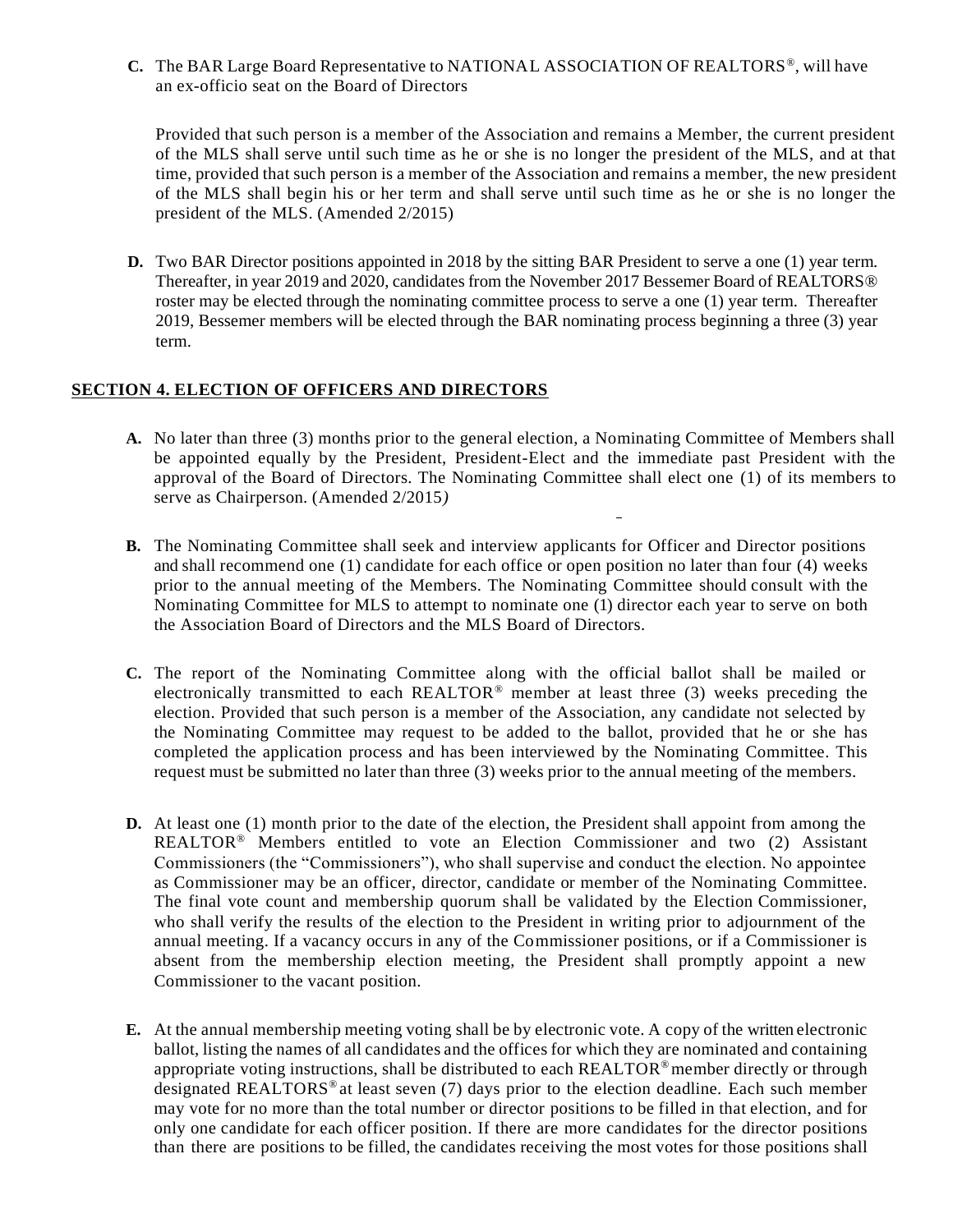**C.** The BAR Large Board Representative to NATIONAL ASSOCIATION OF REALTORS®, will have an ex-officio seat on the Board of Directors

Provided that such person is a member of the Association and remains a Member, the current president of the MLS shall serve until such time as he or she is no longer the president of the MLS, and at that time, provided that such person is a member of the Association and remains a member, the new president of the MLS shall begin his or her term and shall serve until such time as he or she is no longer the president of the MLS. (Amended 2/2015)

**D.** Two BAR Director positions appointed in 2018 by the sitting BAR President to serve a one (1) year term. Thereafter, in year 2019 and 2020, candidates from the November 2017 Bessemer Board of REALTORS® roster may be elected through the nominating committee process to serve a one (1) year term. Thereafter 2019, Bessemer members will be elected through the BAR nominating process beginning a three (3) year term.

## SECTION 4. ELECTION OF OFFICERS AND DIRECTORS

**A.** No later than three (3) months prior to the general election, a Nominating Committee of Members shall be appointed equally by the President, President-Elect and the immediate past President with the approval of the Board of Directors. The Nominating Committee shall elect one (1) of its members to serve as Chairperson. (Amended 2/2015)

**B.** The Nominating Committee shall seek and interview applicants for Officer and Director positions and shall recommend one (1) candidate for each office or open position no later than four (4) weeks prior to the annual meeting of the Members. The Nominating Committee should consult with the Nominating Committee for MLS to attempt to nominate one (1) director each year to serve on both the Association Board of Directors and the MLS Board of Directors.

**C.** The report of the Nominating Committee along with the official ballot shall be mailed or electronically transmitted to each REALTOR® member at least three (3) weeks preceding the election. Provided that such person is a member of the Association, any candidate not selected by the Nominating Committee may request to be added to the ballot, provided that he or she has completed the application process and has been interviewed by the Nominating Committee. This request must be submitted no later than three (3) weeks prior to the annual meeting of the members.

**D.** At least one (1) month prior to the date of the election, the President shall appoint from among the REALTOR® Members entitled to vote an Election Commissioner and two (2) Assistant Commissioners (the "Commissioners"), who shall supervise and conduct the election. No appointee as Commissioner may be an officer, director, candidate or member of the Nominating Committee. The final vote count and membership quorum shall be validated by the Election Commissioner, who shall verify the results of the election to the President in writing prior to adjournment of the annual meeting. If a vacancy occurs in any of the Commissioner positions, or if a Commissioner is absent from the membership election meeting, the President shall promptly appoint a new Commissioner to the vacant position.

**E.** At the annual membership meeting voting shall be by electronic vote. A copy of the written electronic ballot, listing the names of all candidates and the offices for which they are nominated and containing appropriate voting instructions, shall be distributed to each REALTOR® member directly or through designated REALTORS® at least seven (7) days prior to the election deadline. Each such member may vote for no more than the total number or director positions to be filled in that election, and for only one candidate for each officer position. If there are more candidates for the director positions than there are positions to be filled, the candidates receiving the most votes for those positions shall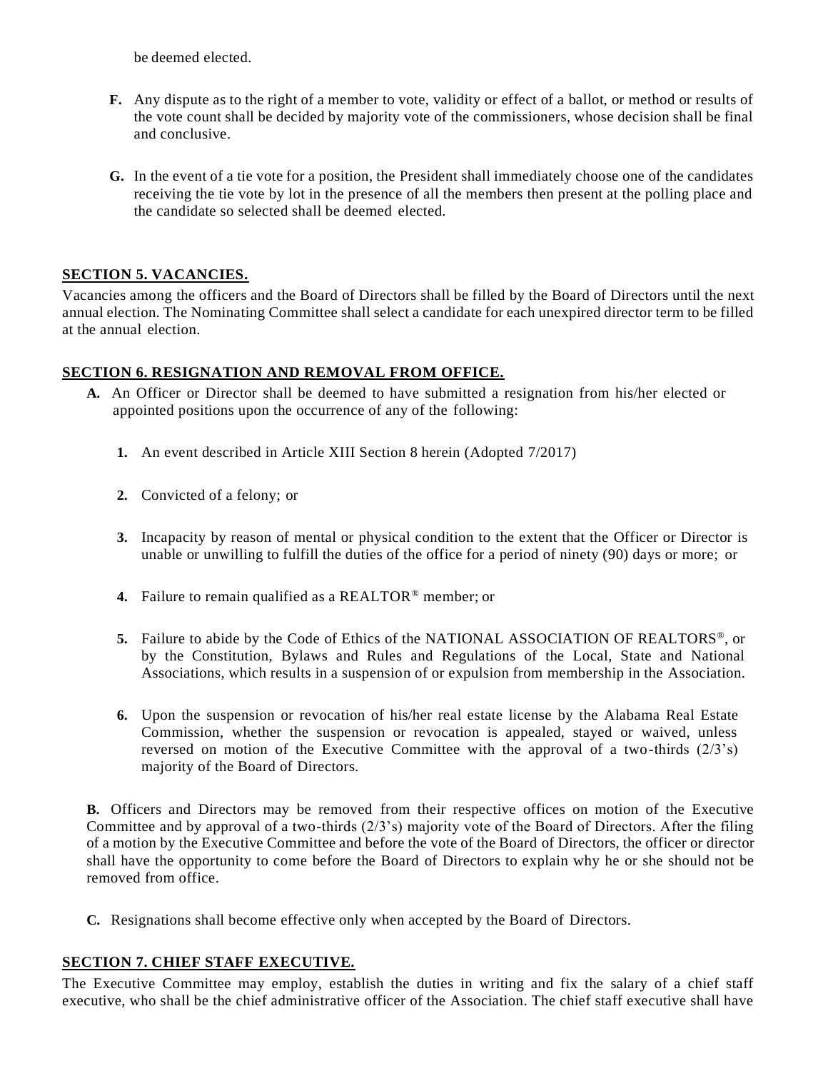be deemed elected.

**F.** Any dispute as to the right of a member to vote, validity or effect of a ballot, or method or results of the vote count shall be decided by majority vote of the commissioners, whose decision shall be final and conclusive.

**G.** In the event of a tie vote for a position, the President shall immediately choose one of the candidates receiving the tie vote by lot in the presence of all the members then present at the polling place and the candidate so selected shall be deemed elected.

## SECTION 5. VACANCIES.

Vacancies among the officers and the Board of Directors shall be filled by the Board of Directors until the next annual election. The Nominating Committee shall select a candidate for each unexpired director term to be filled at the annual election.

## SECTION 6. RESIGNATION AND REMOVAL FROM OFFICE.

**A.** An Officer or Director shall be deemed to have submitted a resignation from his/her elected or appointed positions upon the occurrence of any of the following:

1. An event described in Article XIII Section 8 herein (Adopted 7/2017)
2. Convicted of a felony; or
3. Incapacity by reason of mental or physical condition to the extent that the Officer or Director is unable or unwilling to fulfill the duties of the office for a period of ninety (90) days or more; or
4. Failure to remain qualified as a REALTOR® member; or
5. Failure to abide by the Code of Ethics of the NATIONAL ASSOCIATION OF REALTORS®, or by the Constitution, Bylaws and Rules and Regulations of the Local, State and National Associations, which results in a suspension of or expulsion from membership in the Association.
6. Upon the suspension or revocation of his/her real estate license by the Alabama Real Estate Commission, whether the suspension or revocation is appealed, stayed or waived, unless reversed on motion of the Executive Committee with the approval of a two-thirds (2/3's) majority of the Board of Directors.

**B.** Officers and Directors may be removed from their respective offices on motion of the Executive Committee and by approval of a two-thirds (2/3's) majority vote of the Board of Directors. After the filing of a motion by the Executive Committee and before the vote of the Board of Directors, the officer or director shall have the opportunity to come before the Board of Directors to explain why he or she should not be removed from office.

**C.** Resignations shall become effective only when accepted by the Board of Directors.

## SECTION 7. CHIEF STAFF EXECUTIVE.

The Executive Committee may employ, establish the duties in writing and fix the salary of a chief staff executive, who shall be the chief administrative officer of the Association. The chief staff executive shall have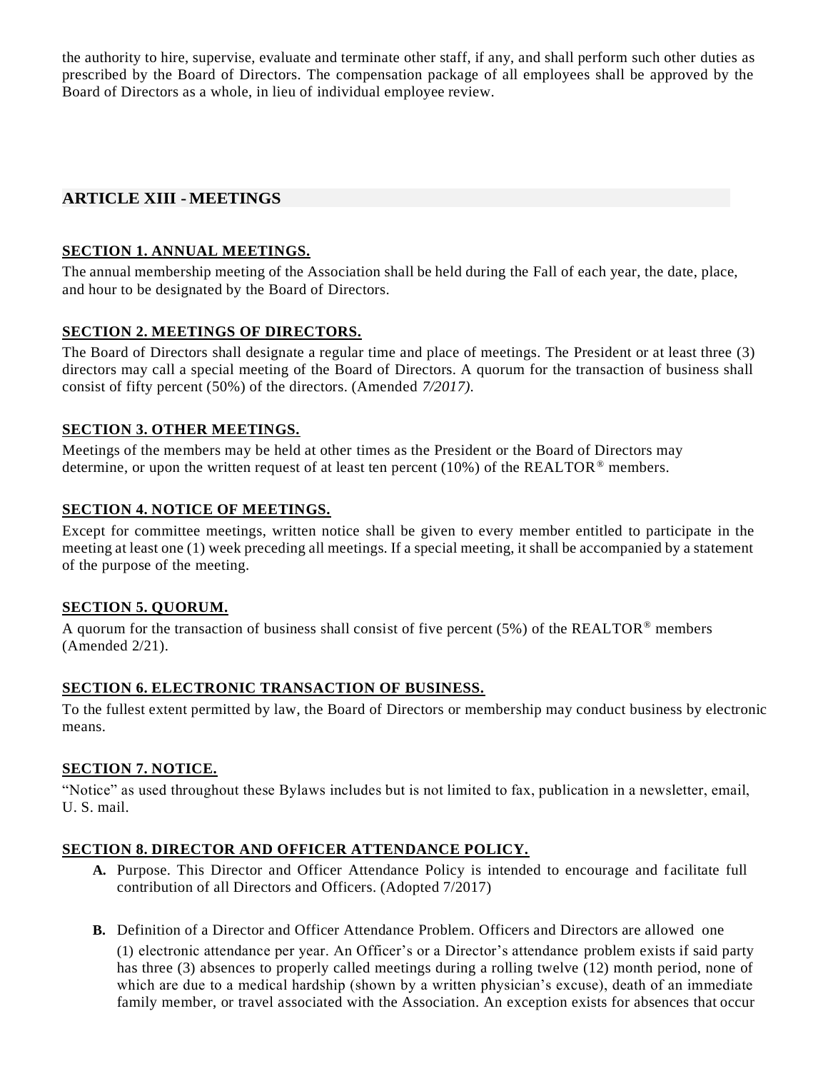the authority to hire, supervise, evaluate and terminate other staff, if any, and shall perform such other duties as prescribed by the Board of Directors. The compensation package of all employees shall be approved by the Board of Directors as a whole, in lieu of individual employee review.

## ARTICLE XIII - MEETINGS

### SECTION 1. ANNUAL MEETINGS.

The annual membership meeting of the Association shall be held during the Fall of each year, the date, place, and hour to be designated by the Board of Directors.

### SECTION 2. MEETINGS OF DIRECTORS.

The Board of Directors shall designate a regular time and place of meetings. The President or at least three (3) directors may call a special meeting of the Board of Directors. A quorum for the transaction of business shall consist of fifty percent (50%) of the directors. (Amended *7/2017).*

### SECTION 3. OTHER MEETINGS.

Meetings of the members may be held at other times as the President or the Board of Directors may determine, or upon the written request of at least ten percent (10%) of the REALTOR® members.

### SECTION 4. NOTICE OF MEETINGS.

Except for committee meetings, written notice shall be given to every member entitled to participate in the meeting at least one (1) week preceding all meetings. If a special meeting, it shall be accompanied by a statement of the purpose of the meeting.

### SECTION 5. QUORUM.

A quorum for the transaction of business shall consist of five percent (5%) of the REALTOR® members (Amended 2/21).

### SECTION 6. ELECTRONIC TRANSACTION OF BUSINESS.

To the fullest extent permitted by law, the Board of Directors or membership may conduct business by electronic means.

### SECTION 7. NOTICE.

"Notice" as used throughout these Bylaws includes but is not limited to fax, publication in a newsletter, email, U. S. mail.

### SECTION 8. DIRECTOR AND OFFICER ATTENDANCE POLICY.

**A.** Purpose. This Director and Officer Attendance Policy is intended to encourage and facilitate full contribution of all Directors and Officers. (Adopted 7/2017)

**B.** Definition of a Director and Officer Attendance Problem. Officers and Directors are allowed one (1) electronic attendance per year. An Officer's or a Director's attendance problem exists if said party has three (3) absences to properly called meetings during a rolling twelve (12) month period, none of which are due to a medical hardship (shown by a written physician's excuse), death of an immediate family member, or travel associated with the Association. An exception exists for absences that occur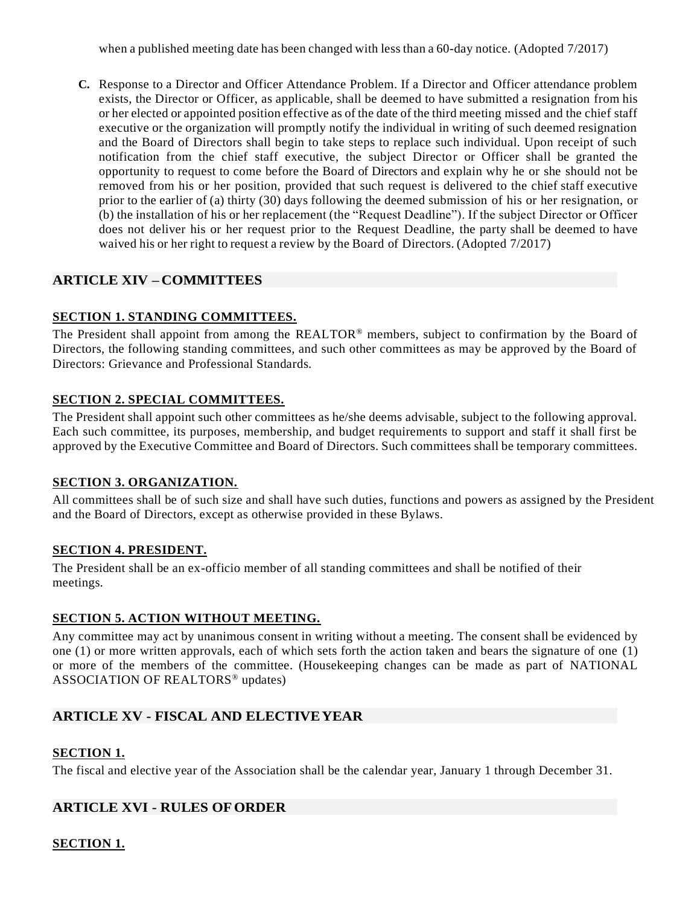when a published meeting date has been changed with less than a 60-day notice. (Adopted 7/2017)

**C.** Response to a Director and Officer Attendance Problem. If a Director and Officer attendance problem exists, the Director or Officer, as applicable, shall be deemed to have submitted a resignation from his or her elected or appointed position effective as of the date of the third meeting missed and the chief staff executive or the organization will promptly notify the individual in writing of such deemed resignation and the Board of Directors shall begin to take steps to replace such individual. Upon receipt of such notification from the chief staff executive, the subject Director or Officer shall be granted the opportunity to request to come before the Board of Directors and explain why he or she should not be removed from his or her position, provided that such request is delivered to the chief staff executive prior to the earlier of (a) thirty (30) days following the deemed submission of his or her resignation, or (b) the installation of his or her replacement (the "Request Deadline"). If the subject Director or Officer does not deliver his or her request prior to the Request Deadline, the party shall be deemed to have waived his or her right to request a review by the Board of Directors. (Adopted 7/2017)

## ARTICLE XIV – COMMITTEES

### SECTION 1. STANDING COMMITTEES.

The President shall appoint from among the REALTOR® members, subject to confirmation by the Board of Directors, the following standing committees, and such other committees as may be approved by the Board of Directors: Grievance and Professional Standards.

### SECTION 2. SPECIAL COMMITTEES.

The President shall appoint such other committees as he/she deems advisable, subject to the following approval. Each such committee, its purposes, membership, and budget requirements to support and staff it shall first be approved by the Executive Committee and Board of Directors. Such committees shall be temporary committees.

### SECTION 3. ORGANIZATION.

All committees shall be of such size and shall have such duties, functions and powers as assigned by the President and the Board of Directors, except as otherwise provided in these Bylaws.

### SECTION 4. PRESIDENT.

The President shall be an ex-officio member of all standing committees and shall be notified of their meetings.

### SECTION 5. ACTION WITHOUT MEETING.

Any committee may act by unanimous consent in writing without a meeting. The consent shall be evidenced by one (1) or more written approvals, each of which sets forth the action taken and bears the signature of one (1) or more of the members of the committee. (Housekeeping changes can be made as part of NATIONAL ASSOCIATION OF REALTORS® updates)

## ARTICLE XV - FISCAL AND ELECTIVE YEAR

### SECTION 1.

The fiscal and elective year of the Association shall be the calendar year, January 1 through December 31.

## ARTICLE XVI - RULES OF ORDER

### SECTION 1.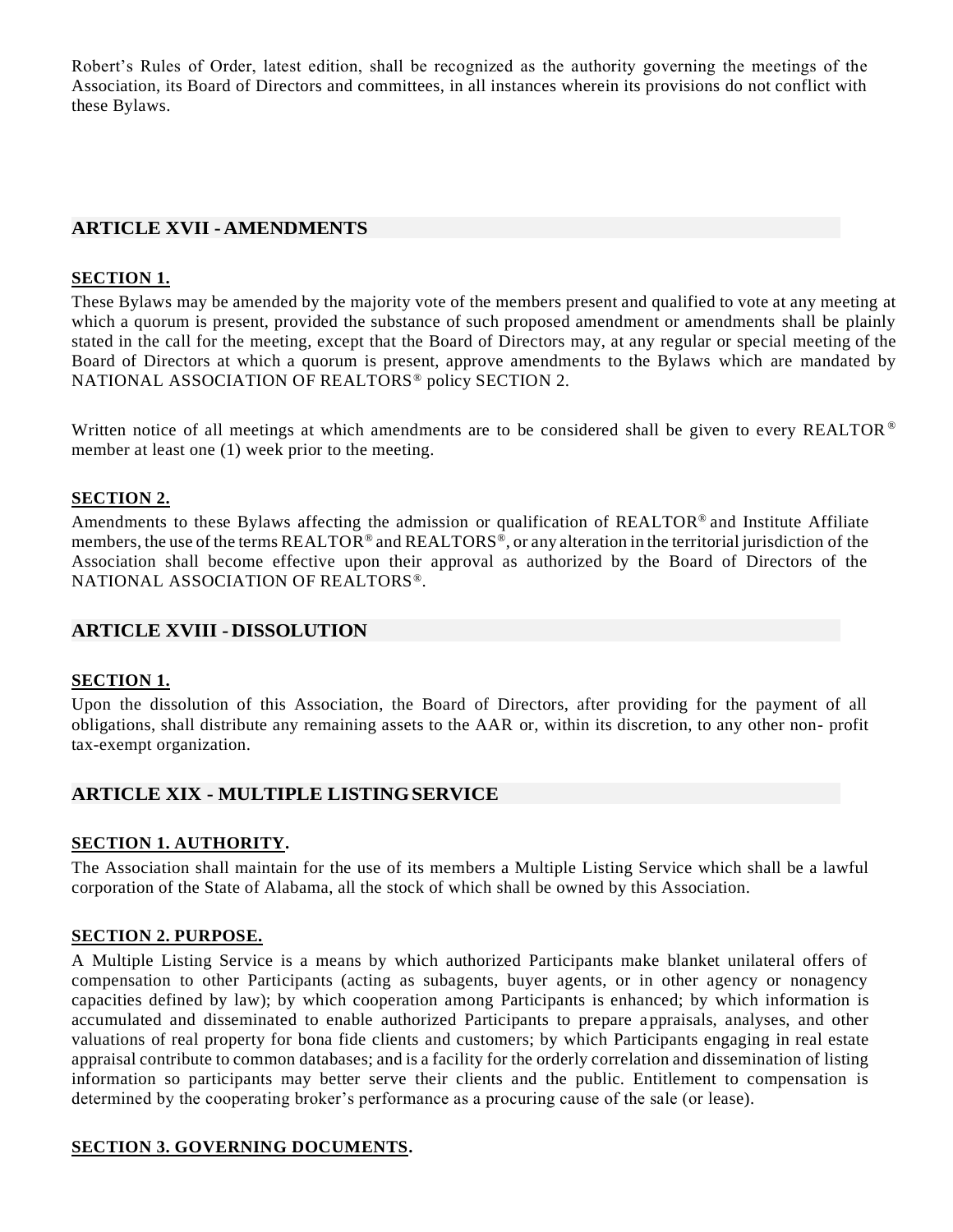Robert's Rules of Order, latest edition, shall be recognized as the authority governing the meetings of the Association, its Board of Directors and committees, in all instances wherein its provisions do not conflict with these Bylaws.

## ARTICLE XVII - AMENDMENTS

**SECTION 1.**

These Bylaws may be amended by the majority vote of the members present and qualified to vote at any meeting at which a quorum is present, provided the substance of such proposed amendment or amendments shall be plainly stated in the call for the meeting, except that the Board of Directors may, at any regular or special meeting of the Board of Directors at which a quorum is present, approve amendments to the Bylaws which are mandated by NATIONAL ASSOCIATION OF REALTORS® policy SECTION 2.

Written notice of all meetings at which amendments are to be considered shall be given to every REALTOR® member at least one (1) week prior to the meeting.

**SECTION 2.**

Amendments to these Bylaws affecting the admission or qualification of REALTOR® and Institute Affiliate members, the use of the terms REALTOR® and REALTORS®, or any alteration in the territorial jurisdiction of the Association shall become effective upon their approval as authorized by the Board of Directors of the NATIONAL ASSOCIATION OF REALTORS®.

## ARTICLE XVIII - DISSOLUTION

**SECTION 1.**

Upon the dissolution of this Association, the Board of Directors, after providing for the payment of all obligations, shall distribute any remaining assets to the AAR or, within its discretion, to any other non- profit tax-exempt organization.

## ARTICLE XIX - MULTIPLE LISTING SERVICE

**SECTION 1. AUTHORITY.**

The Association shall maintain for the use of its members a Multiple Listing Service which shall be a lawful corporation of the State of Alabama, all the stock of which shall be owned by this Association.

**SECTION 2. PURPOSE.**

A Multiple Listing Service is a means by which authorized Participants make blanket unilateral offers of compensation to other Participants (acting as subagents, buyer agents, or in other agency or nonagency capacities defined by law); by which cooperation among Participants is enhanced; by which information is accumulated and disseminated to enable authorized Participants to prepare appraisals, analyses, and other valuations of real property for bona fide clients and customers; by which Participants engaging in real estate appraisal contribute to common databases; and is a facility for the orderly correlation and dissemination of listing information so participants may better serve their clients and the public. Entitlement to compensation is determined by the cooperating broker's performance as a procuring cause of the sale (or lease).

**SECTION 3. GOVERNING DOCUMENTS.**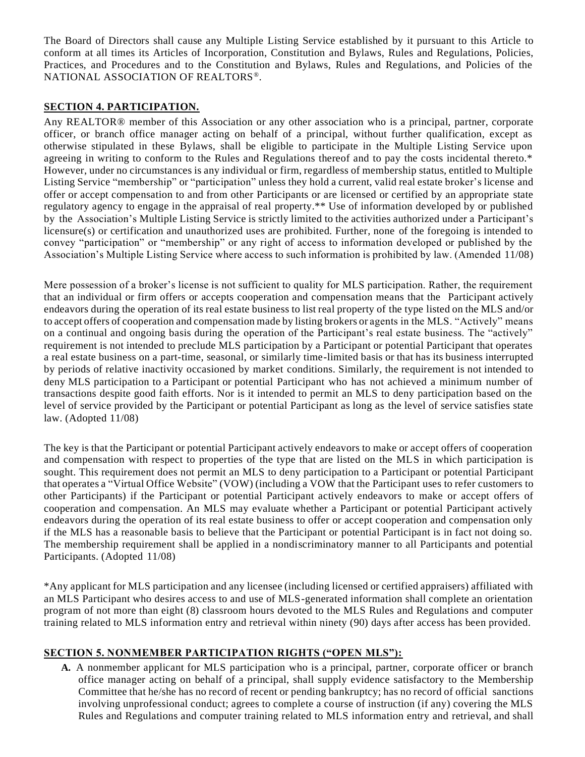The Board of Directors shall cause any Multiple Listing Service established by it pursuant to this Article to conform at all times its Articles of Incorporation, Constitution and Bylaws, Rules and Regulations, Policies, Practices, and Procedures and to the Constitution and Bylaws, Rules and Regulations, and Policies of the NATIONAL ASSOCIATION OF REALTORS®.

**SECTION 4. PARTICIPATION.**

Any REALTOR® member of this Association or any other association who is a principal, partner, corporate officer, or branch office manager acting on behalf of a principal, without further qualification, except as otherwise stipulated in these Bylaws, shall be eligible to participate in the Multiple Listing Service upon agreeing in writing to conform to the Rules and Regulations thereof and to pay the costs incidental thereto.* However, under no circumstances is any individual or firm, regardless of membership status, entitled to Multiple Listing Service "membership" or "participation" unless they hold a current, valid real estate broker's license and offer or accept compensation to and from other Participants or are licensed or certified by an appropriate state regulatory agency to engage in the appraisal of real property.** Use of information developed by or published by the Association's Multiple Listing Service is strictly limited to the activities authorized under a Participant's licensure(s) or certification and unauthorized uses are prohibited. Further, none of the foregoing is intended to convey "participation" or "membership" or any right of access to information developed or published by the Association's Multiple Listing Service where access to such information is prohibited by law. (Amended 11/08)

Mere possession of a broker's license is not sufficient to quality for MLS participation. Rather, the requirement that an individual or firm offers or accepts cooperation and compensation means that the Participant actively endeavors during the operation of its real estate business to list real property of the type listed on the MLS and/or to accept offers of cooperation and compensation made by listing brokers or agents in the MLS. "Actively" means on a continual and ongoing basis during the operation of the Participant's real estate business. The "actively" requirement is not intended to preclude MLS participation by a Participant or potential Participant that operates a real estate business on a part-time, seasonal, or similarly time-limited basis or that has its business interrupted by periods of relative inactivity occasioned by market conditions. Similarly, the requirement is not intended to deny MLS participation to a Participant or potential Participant who has not achieved a minimum number of transactions despite good faith efforts. Nor is it intended to permit an MLS to deny participation based on the level of service provided by the Participant or potential Participant as long as the level of service satisfies state law. (Adopted 11/08)

The key is that the Participant or potential Participant actively endeavors to make or accept offers of cooperation and compensation with respect to properties of the type that are listed on the MLS in which participation is sought. This requirement does not permit an MLS to deny participation to a Participant or potential Participant that operates a "Virtual Office Website" (VOW) (including a VOW that the Participant uses to refer customers to other Participants) if the Participant or potential Participant actively endeavors to make or accept offers of cooperation and compensation. An MLS may evaluate whether a Participant or potential Participant actively endeavors during the operation of its real estate business to offer or accept cooperation and compensation only if the MLS has a reasonable basis to believe that the Participant or potential Participant is in fact not doing so. The membership requirement shall be applied in a nondiscriminatory manner to all Participants and potential Participants. (Adopted 11/08)

*Any applicant for MLS participation and any licensee (including licensed or certified appraisers) affiliated with an MLS Participant who desires access to and use of MLS-generated information shall complete an orientation program of not more than eight (8) classroom hours devoted to the MLS Rules and Regulations and computer training related to MLS information entry and retrieval within ninety (90) days after access has been provided.

**SECTION 5. NONMEMBER PARTICIPATION RIGHTS ("OPEN MLS"):**

**A.** A nonmember applicant for MLS participation who is a principal, partner, corporate officer or branch office manager acting on behalf of a principal, shall supply evidence satisfactory to the Membership Committee that he/she has no record of recent or pending bankruptcy; has no record of official sanctions involving unprofessional conduct; agrees to complete a course of instruction (if any) covering the MLS Rules and Regulations and computer training related to MLS information entry and retrieval, and shall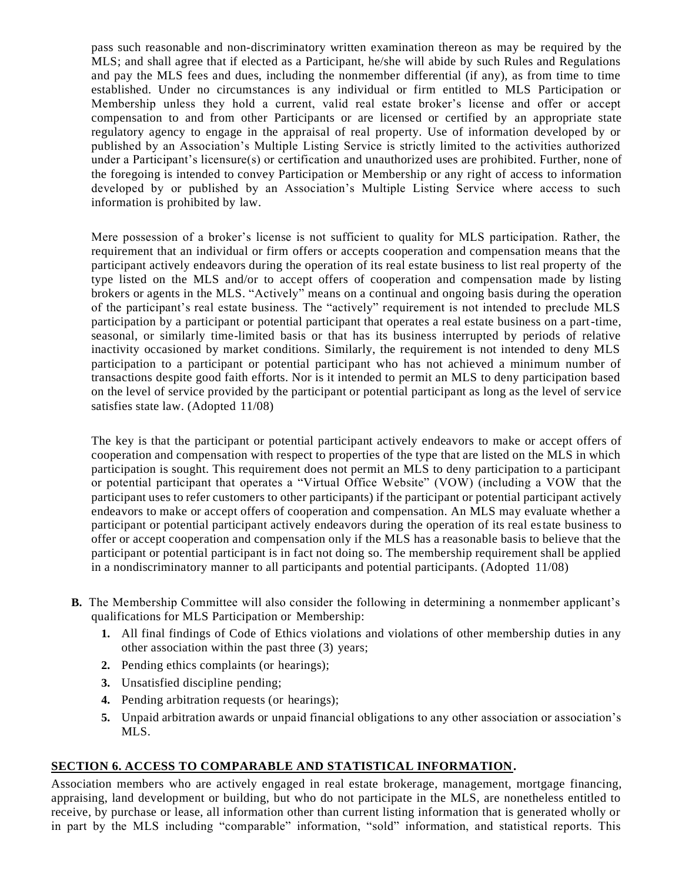pass such reasonable and non-discriminatory written examination thereon as may be required by the MLS; and shall agree that if elected as a Participant, he/she will abide by such Rules and Regulations and pay the MLS fees and dues, including the nonmember differential (if any), as from time to time established. Under no circumstances is any individual or firm entitled to MLS Participation or Membership unless they hold a current, valid real estate broker's license and offer or accept compensation to and from other Participants or are licensed or certified by an appropriate state regulatory agency to engage in the appraisal of real property. Use of information developed by or published by an Association's Multiple Listing Service is strictly limited to the activities authorized under a Participant's licensure(s) or certification and unauthorized uses are prohibited. Further, none of the foregoing is intended to convey Participation or Membership or any right of access to information developed by or published by an Association's Multiple Listing Service where access to such information is prohibited by law.

Mere possession of a broker's license is not sufficient to quality for MLS participation. Rather, the requirement that an individual or firm offers or accepts cooperation and compensation means that the participant actively endeavors during the operation of its real estate business to list real property of the type listed on the MLS and/or to accept offers of cooperation and compensation made by listing brokers or agents in the MLS. "Actively" means on a continual and ongoing basis during the operation of the participant's real estate business. The "actively" requirement is not intended to preclude MLS participation by a participant or potential participant that operates a real estate business on a part-time, seasonal, or similarly time-limited basis or that has its business interrupted by periods of relative inactivity occasioned by market conditions. Similarly, the requirement is not intended to deny MLS participation to a participant or potential participant who has not achieved a minimum number of transactions despite good faith efforts. Nor is it intended to permit an MLS to deny participation based on the level of service provided by the participant or potential participant as long as the level of service satisfies state law. (Adopted 11/08)

The key is that the participant or potential participant actively endeavors to make or accept offers of cooperation and compensation with respect to properties of the type that are listed on the MLS in which participation is sought. This requirement does not permit an MLS to deny participation to a participant or potential participant that operates a "Virtual Office Website" (VOW) (including a VOW that the participant uses to refer customers to other participants) if the participant or potential participant actively endeavors to make or accept offers of cooperation and compensation. An MLS may evaluate whether a participant or potential participant actively endeavors during the operation of its real estate business to offer or accept cooperation and compensation only if the MLS has a reasonable basis to believe that the participant or potential participant is in fact not doing so. The membership requirement shall be applied in a nondiscriminatory manner to all participants and potential participants. (Adopted 11/08)

**B.** The Membership Committee will also consider the following in determining a nonmember applicant's qualifications for MLS Participation or Membership:

1. All final findings of Code of Ethics violations and violations of other membership duties in any other association within the past three (3) years;
2. Pending ethics complaints (or hearings);
3. Unsatisfied discipline pending;
4. Pending arbitration requests (or hearings);
5. Unpaid arbitration awards or unpaid financial obligations to any other association or association's MLS.

## SECTION 6. ACCESS TO COMPARABLE AND STATISTICAL INFORMATION.

Association members who are actively engaged in real estate brokerage, management, mortgage financing, appraising, land development or building, but who do not participate in the MLS, are nonetheless entitled to receive, by purchase or lease, all information other than current listing information that is generated wholly or in part by the MLS including "comparable" information, "sold" information, and statistical reports. This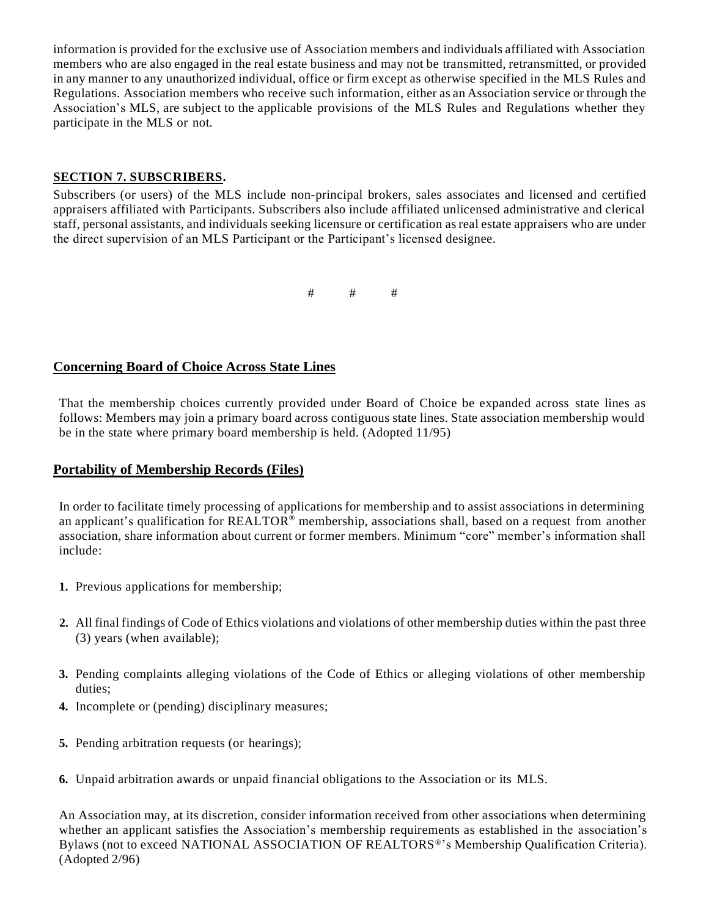information is provided for the exclusive use of Association members and individuals affiliated with Association members who are also engaged in the real estate business and may not be transmitted, retransmitted, or provided in any manner to any unauthorized individual, office or firm except as otherwise specified in the MLS Rules and Regulations. Association members who receive such information, either as an Association service or through the Association's MLS, are subject to the applicable provisions of the MLS Rules and Regulations whether they participate in the MLS or not.

**SECTION 7. SUBSCRIBERS.**

Subscribers (or users) of the MLS include non-principal brokers, sales associates and licensed and certified appraisers affiliated with Participants. Subscribers also include affiliated unlicensed administrative and clerical staff, personal assistants, and individuals seeking licensure or certification as real estate appraisers who are under the direct supervision of an MLS Participant or the Participant's licensed designee.

# # #

## Concerning Board of Choice Across State Lines

That the membership choices currently provided under Board of Choice be expanded across state lines as follows: Members may join a primary board across contiguous state lines. State association membership would be in the state where primary board membership is held. (Adopted 11/95)

## Portability of Membership Records (Files)

In order to facilitate timely processing of applications for membership and to assist associations in determining an applicant's qualification for REALTOR® membership, associations shall, based on a request from another association, share information about current or former members. Minimum "core" member's information shall include:

1. Previous applications for membership;
2. All final findings of Code of Ethics violations and violations of other membership duties within the past three (3) years (when available);
3. Pending complaints alleging violations of the Code of Ethics or alleging violations of other membership duties;
4. Incomplete or (pending) disciplinary measures;
5. Pending arbitration requests (or hearings);
6. Unpaid arbitration awards or unpaid financial obligations to the Association or its MLS.

An Association may, at its discretion, consider information received from other associations when determining whether an applicant satisfies the Association's membership requirements as established in the association's Bylaws (not to exceed NATIONAL ASSOCIATION OF REALTORS®'s Membership Qualification Criteria). (Adopted 2/96)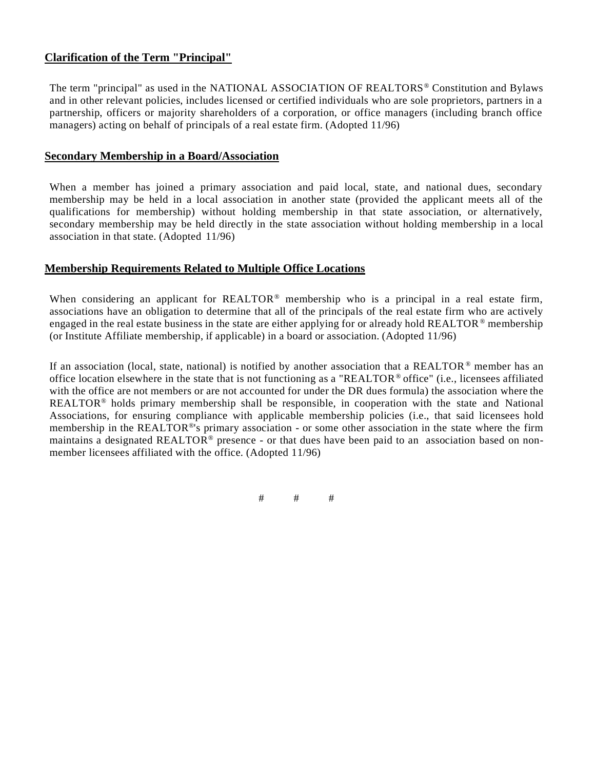## Clarification of the Term "Principal"

The term "principal" as used in the NATIONAL ASSOCIATION OF REALTORS® Constitution and Bylaws and in other relevant policies, includes licensed or certified individuals who are sole proprietors, partners in a partnership, officers or majority shareholders of a corporation, or office managers (including branch office managers) acting on behalf of principals of a real estate firm. (Adopted 11/96)

## Secondary Membership in a Board/Association

When a member has joined a primary association and paid local, state, and national dues, secondary membership may be held in a local association in another state (provided the applicant meets all of the qualifications for membership) without holding membership in that state association, or alternatively, secondary membership may be held directly in the state association without holding membership in a local association in that state. (Adopted 11/96)

## Membership Requirements Related to Multiple Office Locations

When considering an applicant for REALTOR® membership who is a principal in a real estate firm, associations have an obligation to determine that all of the principals of the real estate firm who are actively engaged in the real estate business in the state are either applying for or already hold REALTOR® membership (or Institute Affiliate membership, if applicable) in a board or association. (Adopted 11/96)

If an association (local, state, national) is notified by another association that a REALTOR® member has an office location elsewhere in the state that is not functioning as a "REALTOR® office" (i.e., licensees affiliated with the office are not members or are not accounted for under the DR dues formula) the association where the REALTOR® holds primary membership shall be responsible, in cooperation with the state and National Associations, for ensuring compliance with applicable membership policies (i.e., that said licensees hold membership in the REALTOR®'s primary association - or some other association in the state where the firm maintains a designated REALTOR® presence - or that dues have been paid to an association based on non-member licensees affiliated with the office. (Adopted 11/96)

# # #